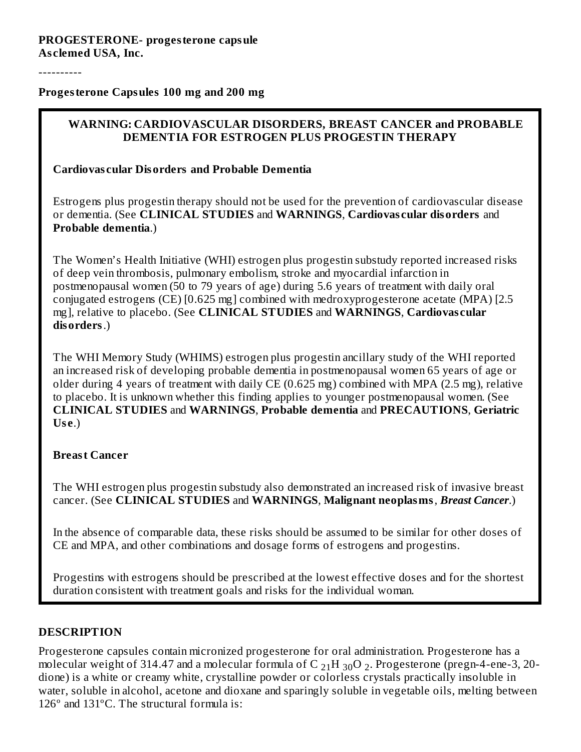**PROGESTERONE- progesterone capsule**
**Asclemed USA, Inc.**

----------

**Progesterone Capsules 100 mg and 200 mg**

**WARNING: CARDIOVASCULAR DISORDERS, BREAST CANCER and PROBABLE DEMENTIA FOR ESTROGEN PLUS PROGESTIN THERAPY**

**Cardiovascular Disorders and Probable Dementia**

Estrogens plus progestin therapy should not be used for the prevention of cardiovascular disease or dementia. (See **CLINICAL STUDIES** and **WARNINGS**, **Cardiovascular disorders** and **Probable dementia**.)

The Women's Health Initiative (WHI) estrogen plus progestin substudy reported increased risks of deep vein thrombosis, pulmonary embolism, stroke and myocardial infarction in postmenopausal women (50 to 79 years of age) during 5.6 years of treatment with daily oral conjugated estrogens (CE) [0.625 mg] combined with medroxyprogesterone acetate (MPA) [2.5 mg], relative to placebo. (See **CLINICAL STUDIES** and **WARNINGS**, **Cardiovascular disorders**.)

The WHI Memory Study (WHIMS) estrogen plus progestin ancillary study of the WHI reported an increased risk of developing probable dementia in postmenopausal women 65 years of age or older during 4 years of treatment with daily CE (0.625 mg) combined with MPA (2.5 mg), relative to placebo. It is unknown whether this finding applies to younger postmenopausal women. (See **CLINICAL STUDIES** and **WARNINGS**, **Probable dementia** and **PRECAUTIONS**, **Geriatric Use**.)

**Breast Cancer**

The WHI estrogen plus progestin substudy also demonstrated an increased risk of invasive breast cancer. (See **CLINICAL STUDIES** and **WARNINGS**, **Malignant neoplasms**, ***Breast Cancer***.)

In the absence of comparable data, these risks should be assumed to be similar for other doses of CE and MPA, and other combinations and dosage forms of estrogens and progestins.

Progestins with estrogens should be prescribed at the lowest effective doses and for the shortest duration consistent with treatment goals and risks for the individual woman.

## DESCRIPTION

Progesterone capsules contain micronized progesterone for oral administration. Progesterone has a molecular weight of 314.47 and a molecular formula of $C_{21}H_{30}O_2$. Progesterone (pregn-4-ene-3, 20-dione) is a white or creamy white, crystalline powder or colorless crystals practically insoluble in water, soluble in alcohol, acetone and dioxane and sparingly soluble in vegetable oils, melting between 126° and 131°C. The structural formula is: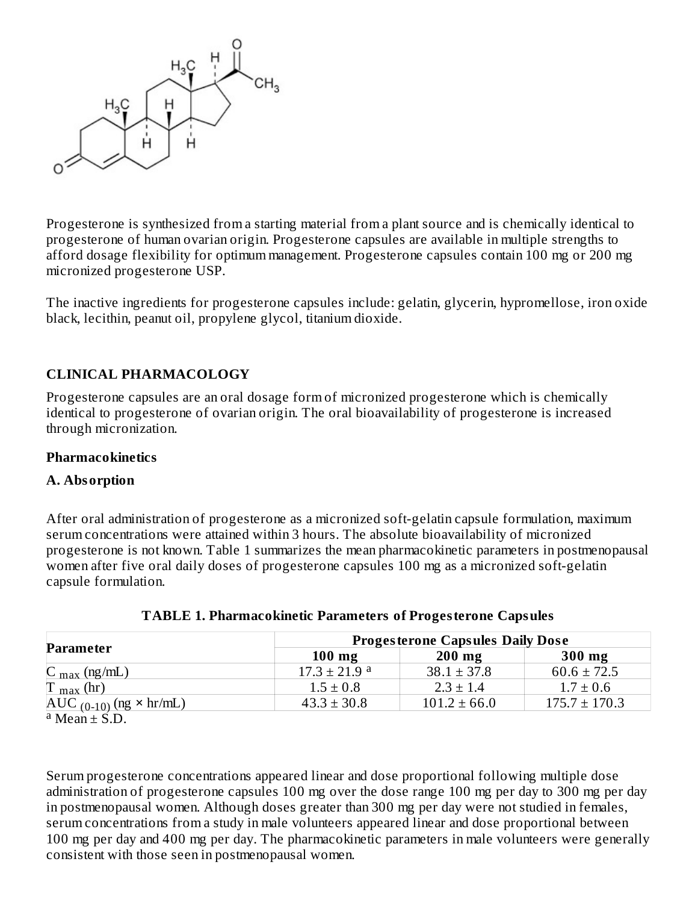Progesterone is synthesized from a starting material from a plant source and is chemically identical to progesterone of human ovarian origin. Progesterone capsules are available in multiple strengths to afford dosage flexibility for optimum management. Progesterone capsules contain 100 mg or 200 mg micronized progesterone USP.

The inactive ingredients for progesterone capsules include: gelatin, glycerin, hypromellose, iron oxide black, lecithin, peanut oil, propylene glycol, titanium dioxide.

## CLINICAL PHARMACOLOGY

Progesterone capsules are an oral dosage form of micronized progesterone which is chemically identical to progesterone of ovarian origin. The oral bioavailability of progesterone is increased through micronization.

### Pharmacokinetics

#### A. Absorption

After oral administration of progesterone as a micronized soft-gelatin capsule formulation, maximum serum concentrations were attained within 3 hours. The absolute bioavailability of micronized progesterone is not known. Table 1 summarizes the mean pharmacokinetic parameters in postmenopausal women after five oral daily doses of progesterone capsules 100 mg as a micronized soft-gelatin capsule formulation.

**TABLE 1. Pharmacokinetic Parameters of Progesterone Capsules**

| Parameter | Progesterone Capsules Daily Dose | | |
|---|---|---|---|
| | 100 mg | 200 mg | 300 mg |
| $C_{max}$ (ng/mL) | 17.3 ± 21.9 [a] | 38.1 ± 37.8 | 60.6 ± 72.5 |
| $T_{max}$ (hr) | 1.5 ± 0.8 | 2.3 ± 1.4 | 1.7 ± 0.6 |
| $AUC_{(0-10)}$ (ng × hr/mL) | 43.3 ± 30.8 | 101.2 ± 66.0 | 175.7 ± 170.3 |

[a] Mean ± S.D.

Serum progesterone concentrations appeared linear and dose proportional following multiple dose administration of progesterone capsules 100 mg over the dose range 100 mg per day to 300 mg per day in postmenopausal women. Although doses greater than 300 mg per day were not studied in females, serum concentrations from a study in male volunteers appeared linear and dose proportional between 100 mg per day and 400 mg per day. The pharmacokinetic parameters in male volunteers were generally consistent with those seen in postmenopausal women.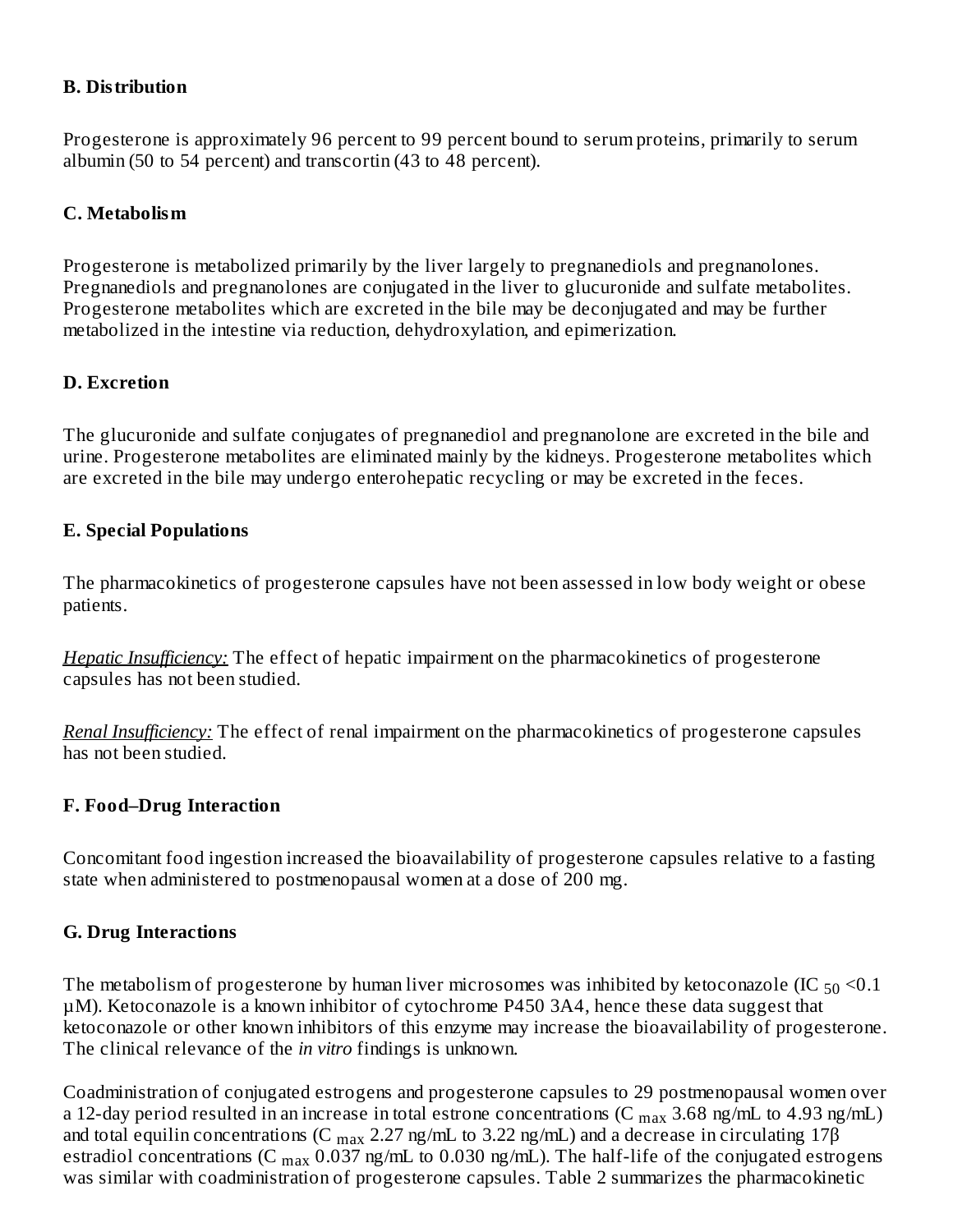### B. Distribution

Progesterone is approximately 96 percent to 99 percent bound to serum proteins, primarily to serum albumin (50 to 54 percent) and transcortin (43 to 48 percent).

### C. Metabolism

Progesterone is metabolized primarily by the liver largely to pregnanediols and pregnanolones. Pregnanediols and pregnanolones are conjugated in the liver to glucuronide and sulfate metabolites. Progesterone metabolites which are excreted in the bile may be deconjugated and may be further metabolized in the intestine via reduction, dehydroxylation, and epimerization.

### D. Excretion

The glucuronide and sulfate conjugates of pregnanediol and pregnanolone are excreted in the bile and urine. Progesterone metabolites are eliminated mainly by the kidneys. Progesterone metabolites which are excreted in the bile may undergo enterohepatic recycling or may be excreted in the feces.

### E. Special Populations

The pharmacokinetics of progesterone capsules have not been assessed in low body weight or obese patients.

*Hepatic Insufficiency:* The effect of hepatic impairment on the pharmacokinetics of progesterone capsules has not been studied.

*Renal Insufficiency:* The effect of renal impairment on the pharmacokinetics of progesterone capsules has not been studied.

### F. Food–Drug Interaction

Concomitant food ingestion increased the bioavailability of progesterone capsules relative to a fasting state when administered to postmenopausal women at a dose of 200 mg.

### G. Drug Interactions

The metabolism of progesterone by human liver microsomes was inhibited by ketoconazole ($IC_{50}$ <0.1 µM). Ketoconazole is a known inhibitor of cytochrome P450 3A4, hence these data suggest that ketoconazole or other known inhibitors of this enzyme may increase the bioavailability of progesterone. The clinical relevance of the *in vitro* findings is unknown.

Coadministration of conjugated estrogens and progesterone capsules to 29 postmenopausal women over a 12-day period resulted in an increase in total estrone concentrations ($C_{max}$ 3.68 ng/mL to 4.93 ng/mL) and total equilin concentrations ($C_{max}$ 2.27 ng/mL to 3.22 ng/mL) and a decrease in circulating 17β estradiol concentrations ($C_{max}$ 0.037 ng/mL to 0.030 ng/mL). The half-life of the conjugated estrogens was similar with coadministration of progesterone capsules. Table 2 summarizes the pharmacokinetic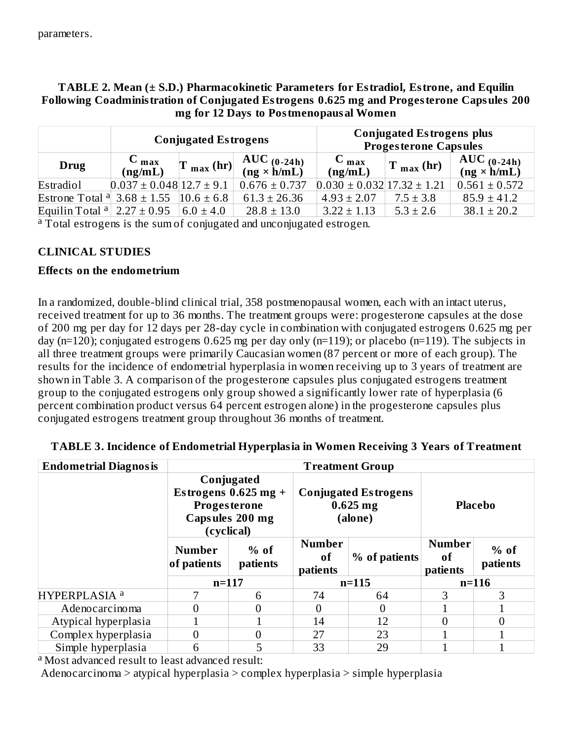parameters.

**TABLE 2. Mean (± S.D.) Pharmacokinetic Parameters for Estradiol, Estrone, and Equilin Following Coadministration of Conjugated Estrogens 0.625 mg and Progesterone Capsules 200 mg for 12 Days to Postmenopausal Women**

| | Conjugated Estrogens | | | Conjugated Estrogens plus Progesterone Capsules | | |
|---|---|---|---|---|---|---|
| **Drug** | $C_{max}$ (ng/mL) | $T_{max}$ (hr) | $AUC_{(0-24h)}$ (ng × h/mL) | $C_{max}$ (ng/mL) | $T_{max}$ (hr) | $AUC_{(0-24h)}$ (ng × h/mL) |
| Estradiol | 0.037 ± 0.048 | 12.7 ± 9.1 | 0.676 ± 0.737 | 0.030 ± 0.032 | 17.32 ± 1.21 | 0.561 ± 0.572 |
| Estrone Total [a] | 3.68 ± 1.55 | 10.6 ± 6.8 | 61.3 ± 26.36 | 4.93 ± 2.07 | 7.5 ± 3.8 | 85.9 ± 41.2 |
| Equilin Total [a] | 2.27 ± 0.95 | 6.0 ± 4.0 | 28.8 ± 13.0 | 3.22 ± 1.13 | 5.3 ± 2.6 | 38.1 ± 20.2 |

[a] Total estrogens is the sum of conjugated and unconjugated estrogen.

## CLINICAL STUDIES

### Effects on the endometrium

In a randomized, double-blind clinical trial, 358 postmenopausal women, each with an intact uterus, received treatment for up to 36 months. The treatment groups were: progesterone capsules at the dose of 200 mg per day for 12 days per 28-day cycle in combination with conjugated estrogens 0.625 mg per day (n=120); conjugated estrogens 0.625 mg per day only (n=119); or placebo (n=119). The subjects in all three treatment groups were primarily Caucasian women (87 percent or more of each group). The results for the incidence of endometrial hyperplasia in women receiving up to 3 years of treatment are shown in Table 3. A comparison of the progesterone capsules plus conjugated estrogens treatment group to the conjugated estrogens only group showed a significantly lower rate of hyperplasia (6 percent combination product versus 64 percent estrogen alone) in the progesterone capsules plus conjugated estrogens treatment group throughout 36 months of treatment.

**TABLE 3. Incidence of Endometrial Hyperplasia in Women Receiving 3 Years of Treatment**

| Endometrial Diagnosis | Treatment Group | | | | | |
|---|---|---|---|---|---|---|
| | Conjugated Estrogens 0.625 mg + Progesterone Capsules 200 mg (cyclical) | | Conjugated Estrogens 0.625 mg (alone) | | Placebo | |
| | Number of patients | % of patients | Number of patients | % of patients | Number of patients | % of patients |
| | n=117 | | n=115 | | n=116 | |
| HYPERPLASIA [a] | 7 | 6 | 74 | 64 | 3 | 3 |
| Adenocarcinoma | 0 | 0 | 0 | 0 | 1 | 1 |
| Atypical hyperplasia | 1 | 1 | 14 | 12 | 0 | 0 |
| Complex hyperplasia | 0 | 0 | 27 | 23 | 1 | 1 |
| Simple hyperplasia | 6 | 5 | 33 | 29 | 1 | 1 |

[a] Most advanced result to least advanced result:
Adenocarcinoma > atypical hyperplasia > complex hyperplasia > simple hyperplasia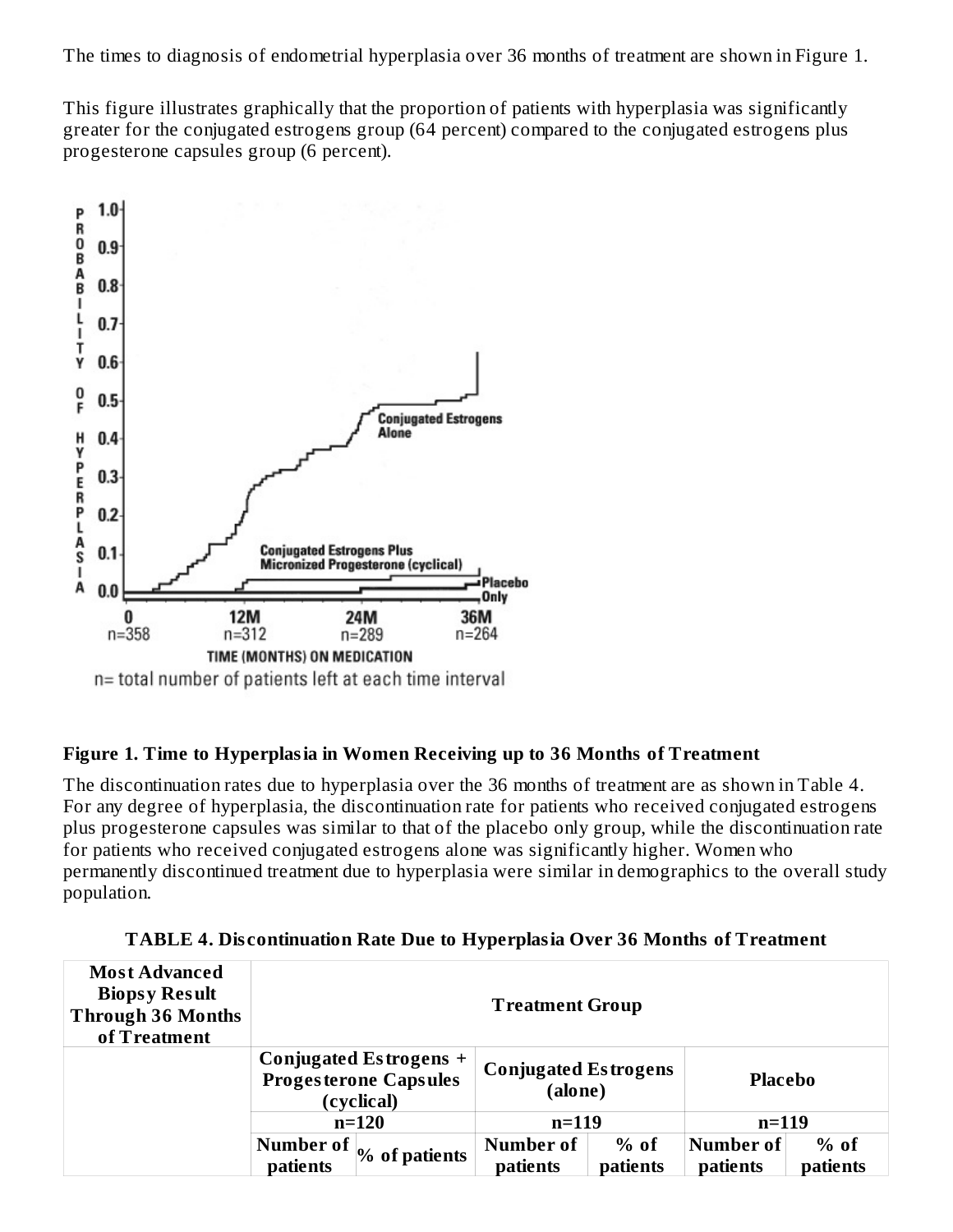The times to diagnosis of endometrial hyperplasia over 36 months of treatment are shown in Figure 1.

This figure illustrates graphically that the proportion of patients with hyperplasia was significantly greater for the conjugated estrogens group (64 percent) compared to the conjugated estrogens plus progesterone capsules group (6 percent).

**Figure 1. Time to Hyperplasia in Women Receiving up to 36 Months of Treatment**

The discontinuation rates due to hyperplasia over the 36 months of treatment are as shown in Table 4. For any degree of hyperplasia, the discontinuation rate for patients who received conjugated estrogens plus progesterone capsules was similar to that of the placebo only group, while the discontinuation rate for patients who received conjugated estrogens alone was significantly higher. Women who permanently discontinued treatment due to hyperplasia were similar in demographics to the overall study population.

**TABLE 4. Discontinuation Rate Due to Hyperplasia Over 36 Months of Treatment**

| Most Advanced Biopsy Result Through 36 Months of Treatment | Treatment Group | | | | | |
|---|---|---|---|---|---|---|
| | Conjugated Estrogens + Progesterone Capsules (cyclical) | | Conjugated Estrogens (alone) | | Placebo | |
| | n=120 | | n=119 | | n=119 | |
| | Number of patients | % of patients | Number of patients | % of patients | Number of patients | % of patients |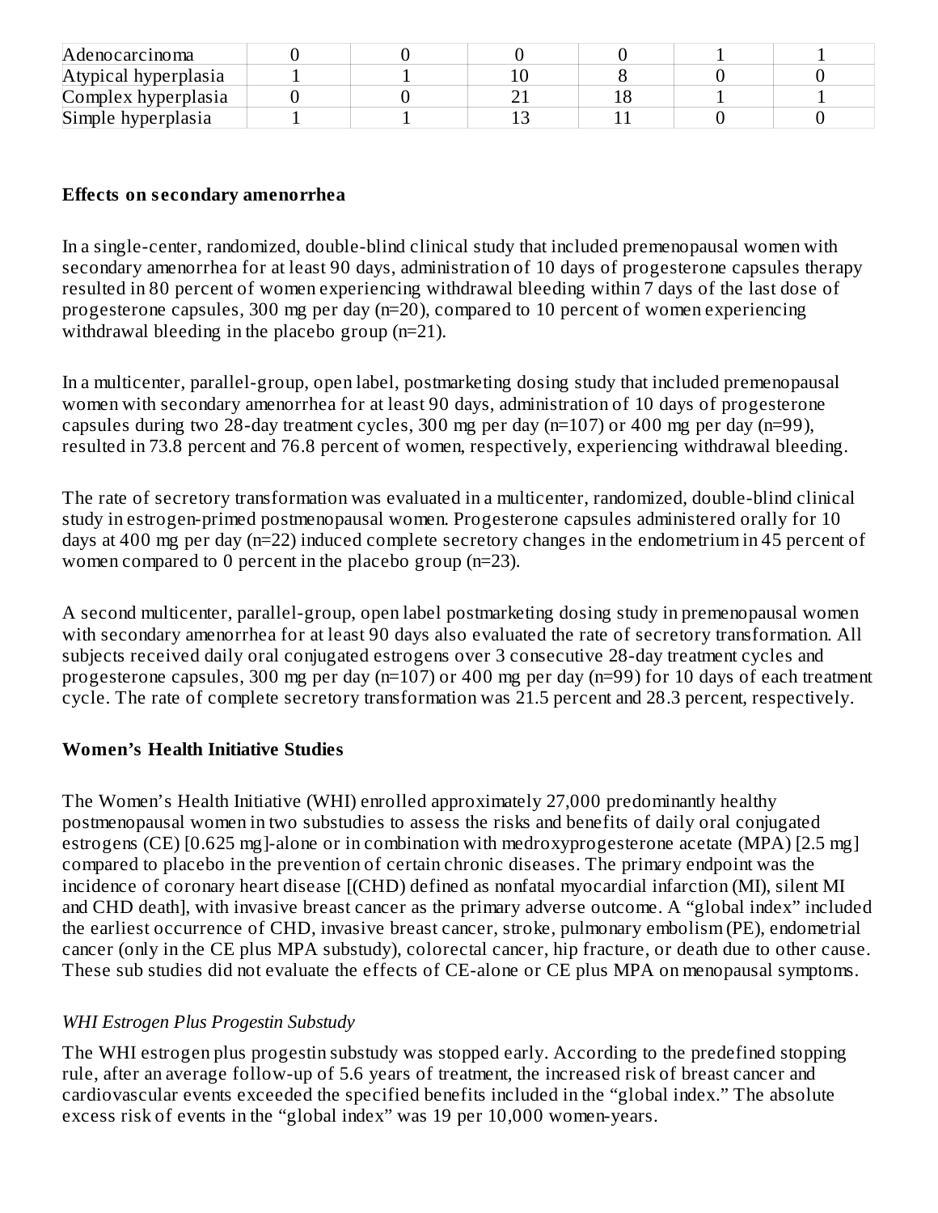| Adenocarcinoma | 0 | 0 | 0 | 0 | 1 | 1 |
|---|---|---|---|---|---|---|
| Atypical hyperplasia | 1 | 1 | 10 | 8 | 0 | 0 |
| Complex hyperplasia | 0 | 0 | 21 | 18 | 1 | 1 |
| Simple hyperplasia | 1 | 1 | 13 | 11 | 0 | 0 |

**Effects on secondary amenorrhea**

In a single-center, randomized, double-blind clinical study that included premenopausal women with secondary amenorrhea for at least 90 days, administration of 10 days of progesterone capsules therapy resulted in 80 percent of women experiencing withdrawal bleeding within 7 days of the last dose of progesterone capsules, 300 mg per day (n=20), compared to 10 percent of women experiencing withdrawal bleeding in the placebo group (n=21).

In a multicenter, parallel-group, open label, postmarketing dosing study that included premenopausal women with secondary amenorrhea for at least 90 days, administration of 10 days of progesterone capsules during two 28-day treatment cycles, 300 mg per day (n=107) or 400 mg per day (n=99), resulted in 73.8 percent and 76.8 percent of women, respectively, experiencing withdrawal bleeding.

The rate of secretory transformation was evaluated in a multicenter, randomized, double-blind clinical study in estrogen-primed postmenopausal women. Progesterone capsules administered orally for 10 days at 400 mg per day (n=22) induced complete secretory changes in the endometrium in 45 percent of women compared to 0 percent in the placebo group (n=23).

A second multicenter, parallel-group, open label postmarketing dosing study in premenopausal women with secondary amenorrhea for at least 90 days also evaluated the rate of secretory transformation. All subjects received daily oral conjugated estrogens over 3 consecutive 28-day treatment cycles and progesterone capsules, 300 mg per day (n=107) or 400 mg per day (n=99) for 10 days of each treatment cycle. The rate of complete secretory transformation was 21.5 percent and 28.3 percent, respectively.

**Women's Health Initiative Studies**

The Women's Health Initiative (WHI) enrolled approximately 27,000 predominantly healthy postmenopausal women in two substudies to assess the risks and benefits of daily oral conjugated estrogens (CE) [0.625 mg]-alone or in combination with medroxyprogesterone acetate (MPA) [2.5 mg] compared to placebo in the prevention of certain chronic diseases. The primary endpoint was the incidence of coronary heart disease [(CHD) defined as nonfatal myocardial infarction (MI), silent MI and CHD death], with invasive breast cancer as the primary adverse outcome. A "global index" included the earliest occurrence of CHD, invasive breast cancer, stroke, pulmonary embolism (PE), endometrial cancer (only in the CE plus MPA substudy), colorectal cancer, hip fracture, or death due to other cause. These sub studies did not evaluate the effects of CE-alone or CE plus MPA on menopausal symptoms.

*WHI Estrogen Plus Progestin Substudy*

The WHI estrogen plus progestin substudy was stopped early. According to the predefined stopping rule, after an average follow-up of 5.6 years of treatment, the increased risk of breast cancer and cardiovascular events exceeded the specified benefits included in the "global index." The absolute excess risk of events in the "global index" was 19 per 10,000 women-years.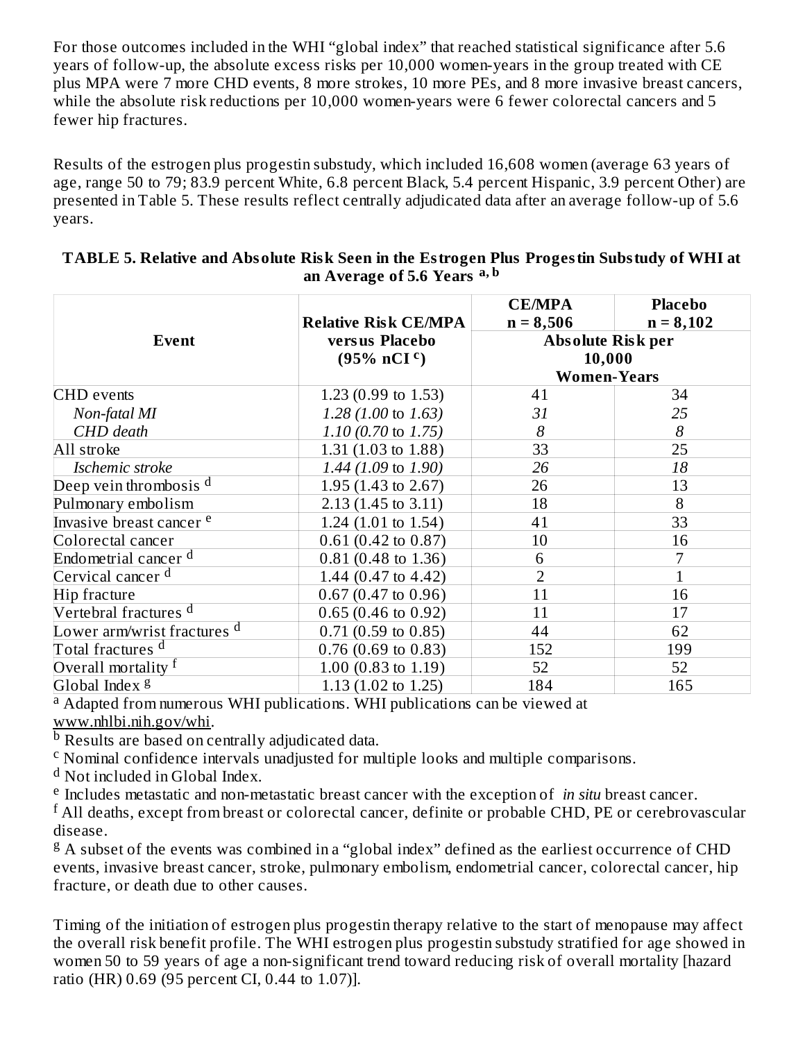For those outcomes included in the WHI "global index" that reached statistical significance after 5.6 years of follow-up, the absolute excess risks per 10,000 women-years in the group treated with CE plus MPA were 7 more CHD events, 8 more strokes, 10 more PEs, and 8 more invasive breast cancers, while the absolute risk reductions per 10,000 women-years were 6 fewer colorectal cancers and 5 fewer hip fractures.

Results of the estrogen plus progestin substudy, which included 16,608 women (average 63 years of age, range 50 to 79; 83.9 percent White, 6.8 percent Black, 5.4 percent Hispanic, 3.9 percent Other) are presented in Table 5. These results reflect centrally adjudicated data after an average follow-up of 5.6 years.

**TABLE 5. Relative and Absolute Risk Seen in the Estrogen Plus Progestin Substudy of WHI at an Average of 5.6 Years [a, b]**

| Event | Relative Risk CE/MPA versus Placebo (95% nCI [c]) | CE/MPA n = 8,506 | Placebo n = 8,102 |
|---|---|---|---|
| | | Absolute Risk per 10,000 Women-Years | |
| CHD events | 1.23 (0.99 to 1.53) | 41 | 34 |
| *Non-fatal MI* | *1.28 (1.00* to *1.63)* | *31* | *25* |
| *CHD death* | *1.10 (0.70* to *1.75)* | *8* | *8* |
| All stroke | 1.31 (1.03 to 1.88) | 33 | 25 |
| *Ischemic stroke* | *1.44 (1.09* to *1.90)* | *26* | *18* |
| Deep vein thrombosis [d] | 1.95 (1.43 to 2.67) | 26 | 13 |
| Pulmonary embolism | 2.13 (1.45 to 3.11) | 18 | 8 |
| Invasive breast cancer [e] | 1.24 (1.01 to 1.54) | 41 | 33 |
| Colorectal cancer | 0.61 (0.42 to 0.87) | 10 | 16 |
| Endometrial cancer [d] | 0.81 (0.48 to 1.36) | 6 | 7 |
| Cervical cancer [d] | 1.44 (0.47 to 4.42) | 2 | 1 |
| Hip fracture | 0.67 (0.47 to 0.96) | 11 | 16 |
| Vertebral fractures [d] | 0.65 (0.46 to 0.92) | 11 | 17 |
| Lower arm/wrist fractures [d] | 0.71 (0.59 to 0.85) | 44 | 62 |
| Total fractures [d] | 0.76 (0.69 to 0.83) | 152 | 199 |
| Overall mortality [f] | 1.00 (0.83 to 1.19) | 52 | 52 |
| Global Index [g] | 1.13 (1.02 to 1.25) | 184 | 165 |

[a] Adapted from numerous WHI publications. WHI publications can be viewed at www.nhlbi.nih.gov/whi.
[b] Results are based on centrally adjudicated data.
[c] Nominal confidence intervals unadjusted for multiple looks and multiple comparisons.
[d] Not included in Global Index.
[e] Includes metastatic and non-metastatic breast cancer with the exception of *in situ* breast cancer.
[f] All deaths, except from breast or colorectal cancer, definite or probable CHD, PE or cerebrovascular disease.
[g] A subset of the events was combined in a "global index" defined as the earliest occurrence of CHD events, invasive breast cancer, stroke, pulmonary embolism, endometrial cancer, colorectal cancer, hip fracture, or death due to other causes.

Timing of the initiation of estrogen plus progestin therapy relative to the start of menopause may affect the overall risk benefit profile. The WHI estrogen plus progestin substudy stratified for age showed in women 50 to 59 years of age a non-significant trend toward reducing risk of overall mortality [hazard ratio (HR) 0.69 (95 percent CI, 0.44 to 1.07)].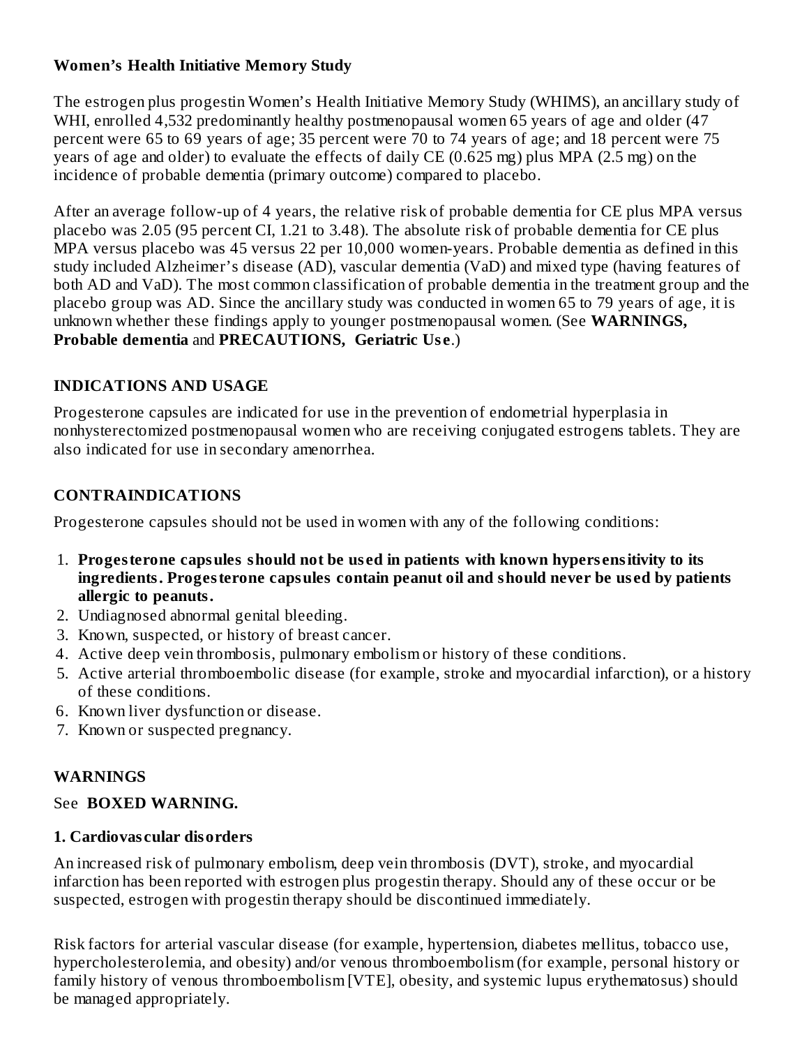**Women's Health Initiative Memory Study**

The estrogen plus progestin Women's Health Initiative Memory Study (WHIMS), an ancillary study of WHI, enrolled 4,532 predominantly healthy postmenopausal women 65 years of age and older (47 percent were 65 to 69 years of age; 35 percent were 70 to 74 years of age; and 18 percent were 75 years of age and older) to evaluate the effects of daily CE (0.625 mg) plus MPA (2.5 mg) on the incidence of probable dementia (primary outcome) compared to placebo.

After an average follow-up of 4 years, the relative risk of probable dementia for CE plus MPA versus placebo was 2.05 (95 percent CI, 1.21 to 3.48). The absolute risk of probable dementia for CE plus MPA versus placebo was 45 versus 22 per 10,000 women-years. Probable dementia as defined in this study included Alzheimer's disease (AD), vascular dementia (VaD) and mixed type (having features of both AD and VaD). The most common classification of probable dementia in the treatment group and the placebo group was AD. Since the ancillary study was conducted in women 65 to 79 years of age, it is unknown whether these findings apply to younger postmenopausal women. (See **WARNINGS, Probable dementia** and **PRECAUTIONS, Geriatric Use**.)

## INDICATIONS AND USAGE

Progesterone capsules are indicated for use in the prevention of endometrial hyperplasia in nonhysterectomized postmenopausal women who are receiving conjugated estrogens tablets. They are also indicated for use in secondary amenorrhea.

## CONTRAINDICATIONS

Progesterone capsules should not be used in women with any of the following conditions:

1. **Progesterone capsules should not be used in patients with known hypersensitivity to its ingredients. Progesterone capsules contain peanut oil and should never be used by patients allergic to peanuts.**
2. Undiagnosed abnormal genital bleeding.
3. Known, suspected, or history of breast cancer.
4. Active deep vein thrombosis, pulmonary embolism or history of these conditions.
5. Active arterial thromboembolic disease (for example, stroke and myocardial infarction), or a history of these conditions.
6. Known liver dysfunction or disease.
7. Known or suspected pregnancy.

## WARNINGS

See **BOXED WARNING.**

**1. Cardiovascular disorders**

An increased risk of pulmonary embolism, deep vein thrombosis (DVT), stroke, and myocardial infarction has been reported with estrogen plus progestin therapy. Should any of these occur or be suspected, estrogen with progestin therapy should be discontinued immediately.

Risk factors for arterial vascular disease (for example, hypertension, diabetes mellitus, tobacco use, hypercholesterolemia, and obesity) and/or venous thromboembolism (for example, personal history or family history of venous thromboembolism [VTE], obesity, and systemic lupus erythematosus) should be managed appropriately.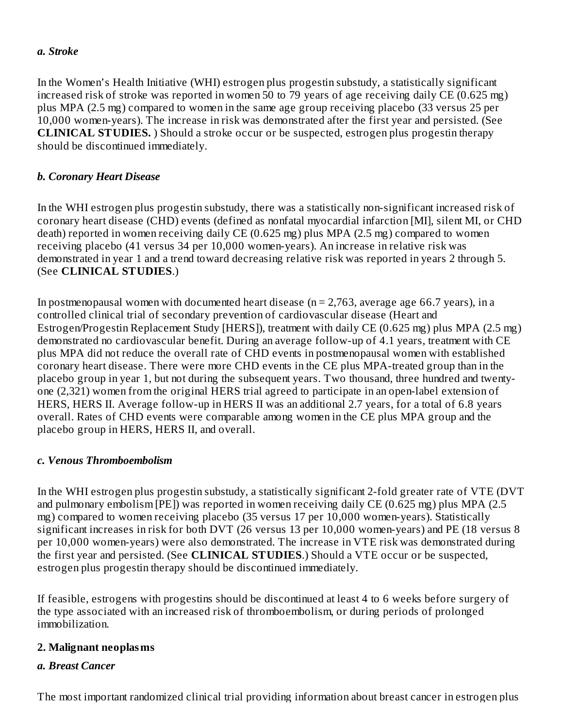### *a. Stroke*

In the Women's Health Initiative (WHI) estrogen plus progestin substudy, a statistically significant increased risk of stroke was reported in women 50 to 79 years of age receiving daily CE (0.625 mg) plus MPA (2.5 mg) compared to women in the same age group receiving placebo (33 versus 25 per 10,000 women-years). The increase in risk was demonstrated after the first year and persisted. (See **CLINICAL STUDIES.** ) Should a stroke occur or be suspected, estrogen plus progestin therapy should be discontinued immediately.

### *b. Coronary Heart Disease*

In the WHI estrogen plus progestin substudy, there was a statistically non-significant increased risk of coronary heart disease (CHD) events (defined as nonfatal myocardial infarction [MI], silent MI, or CHD death) reported in women receiving daily CE (0.625 mg) plus MPA (2.5 mg) compared to women receiving placebo (41 versus 34 per 10,000 women-years). An increase in relative risk was demonstrated in year 1 and a trend toward decreasing relative risk was reported in years 2 through 5. (See **CLINICAL STUDIES**.)

In postmenopausal women with documented heart disease (n = 2,763, average age 66.7 years), in a controlled clinical trial of secondary prevention of cardiovascular disease (Heart and Estrogen/Progestin Replacement Study [HERS]), treatment with daily CE (0.625 mg) plus MPA (2.5 mg) demonstrated no cardiovascular benefit. During an average follow-up of 4.1 years, treatment with CE plus MPA did not reduce the overall rate of CHD events in postmenopausal women with established coronary heart disease. There were more CHD events in the CE plus MPA-treated group than in the placebo group in year 1, but not during the subsequent years. Two thousand, three hundred and twenty-one (2,321) women from the original HERS trial agreed to participate in an open-label extension of HERS, HERS II. Average follow-up in HERS II was an additional 2.7 years, for a total of 6.8 years overall. Rates of CHD events were comparable among women in the CE plus MPA group and the placebo group in HERS, HERS II, and overall.

### *c. Venous Thromboembolism*

In the WHI estrogen plus progestin substudy, a statistically significant 2-fold greater rate of VTE (DVT and pulmonary embolism [PE]) was reported in women receiving daily CE (0.625 mg) plus MPA (2.5 mg) compared to women receiving placebo (35 versus 17 per 10,000 women-years). Statistically significant increases in risk for both DVT (26 versus 13 per 10,000 women-years) and PE (18 versus 8 per 10,000 women-years) were also demonstrated. The increase in VTE risk was demonstrated during the first year and persisted. (See **CLINICAL STUDIES**.) Should a VTE occur or be suspected, estrogen plus progestin therapy should be discontinued immediately.

If feasible, estrogens with progestins should be discontinued at least 4 to 6 weeks before surgery of the type associated with an increased risk of thromboembolism, or during periods of prolonged immobilization.

## 2. Malignant neoplasms

### *a. Breast Cancer*

The most important randomized clinical trial providing information about breast cancer in estrogen plus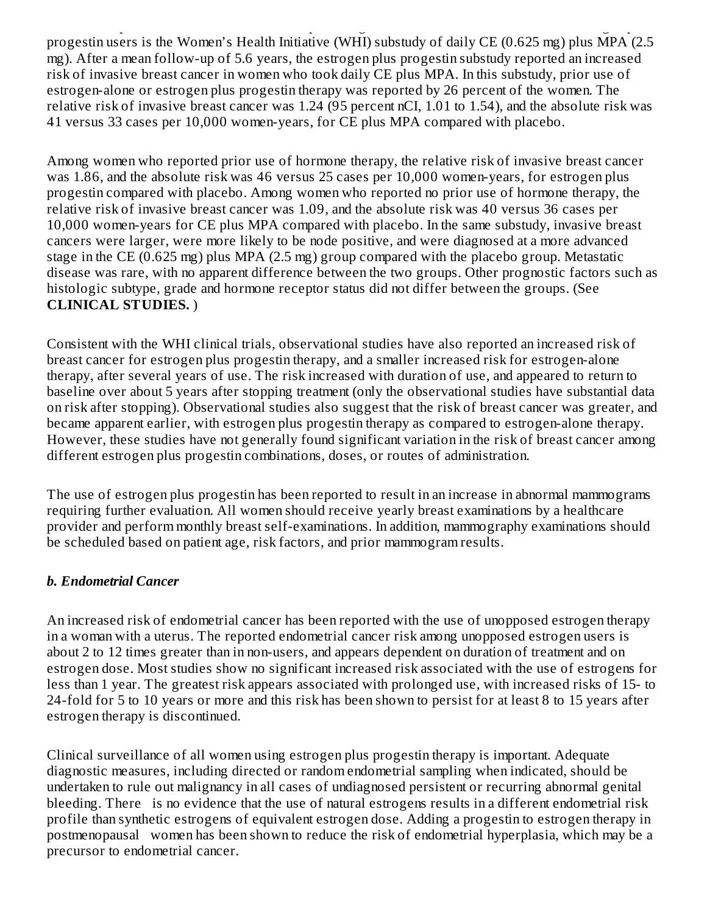progestin users is the Women's Health Initiative (WHI) substudy of daily CE (0.625 mg) plus MPA (2.5 mg). After a mean follow-up of 5.6 years, the estrogen plus progestin substudy reported an increased risk of invasive breast cancer in women who took daily CE plus MPA. In this substudy, prior use of estrogen-alone or estrogen plus progestin therapy was reported by 26 percent of the women. The relative risk of invasive breast cancer was 1.24 (95 percent nCI, 1.01 to 1.54), and the absolute risk was 41 versus 33 cases per 10,000 women-years, for CE plus MPA compared with placebo.

Among women who reported prior use of hormone therapy, the relative risk of invasive breast cancer was 1.86, and the absolute risk was 46 versus 25 cases per 10,000 women-years, for estrogen plus progestin compared with placebo. Among women who reported no prior use of hormone therapy, the relative risk of invasive breast cancer was 1.09, and the absolute risk was 40 versus 36 cases per 10,000 women-years for CE plus MPA compared with placebo. In the same substudy, invasive breast cancers were larger, were more likely to be node positive, and were diagnosed at a more advanced stage in the CE (0.625 mg) plus MPA (2.5 mg) group compared with the placebo group. Metastatic disease was rare, with no apparent difference between the two groups. Other prognostic factors such as histologic subtype, grade and hormone receptor status did not differ between the groups. (See **CLINICAL STUDIES.** )

Consistent with the WHI clinical trials, observational studies have also reported an increased risk of breast cancer for estrogen plus progestin therapy, and a smaller increased risk for estrogen-alone therapy, after several years of use. The risk increased with duration of use, and appeared to return to baseline over about 5 years after stopping treatment (only the observational studies have substantial data on risk after stopping). Observational studies also suggest that the risk of breast cancer was greater, and became apparent earlier, with estrogen plus progestin therapy as compared to estrogen-alone therapy. However, these studies have not generally found significant variation in the risk of breast cancer among different estrogen plus progestin combinations, doses, or routes of administration.

The use of estrogen plus progestin has been reported to result in an increase in abnormal mammograms requiring further evaluation. All women should receive yearly breast examinations by a healthcare provider and perform monthly breast self-examinations. In addition, mammography examinations should be scheduled based on patient age, risk factors, and prior mammogram results.

***b. Endometrial Cancer***

An increased risk of endometrial cancer has been reported with the use of unopposed estrogen therapy in a woman with a uterus. The reported endometrial cancer risk among unopposed estrogen users is about 2 to 12 times greater than in non-users, and appears dependent on duration of treatment and on estrogen dose. Most studies show no significant increased risk associated with the use of estrogens for less than 1 year. The greatest risk appears associated with prolonged use, with increased risks of 15- to 24-fold for 5 to 10 years or more and this risk has been shown to persist for at least 8 to 15 years after estrogen therapy is discontinued.

Clinical surveillance of all women using estrogen plus progestin therapy is important. Adequate diagnostic measures, including directed or random endometrial sampling when indicated, should be undertaken to rule out malignancy in all cases of undiagnosed persistent or recurring abnormal genital bleeding. There is no evidence that the use of natural estrogens results in a different endometrial risk profile than synthetic estrogens of equivalent estrogen dose. Adding a progestin to estrogen therapy in postmenopausal women has been shown to reduce the risk of endometrial hyperplasia, which may be a precursor to endometrial cancer.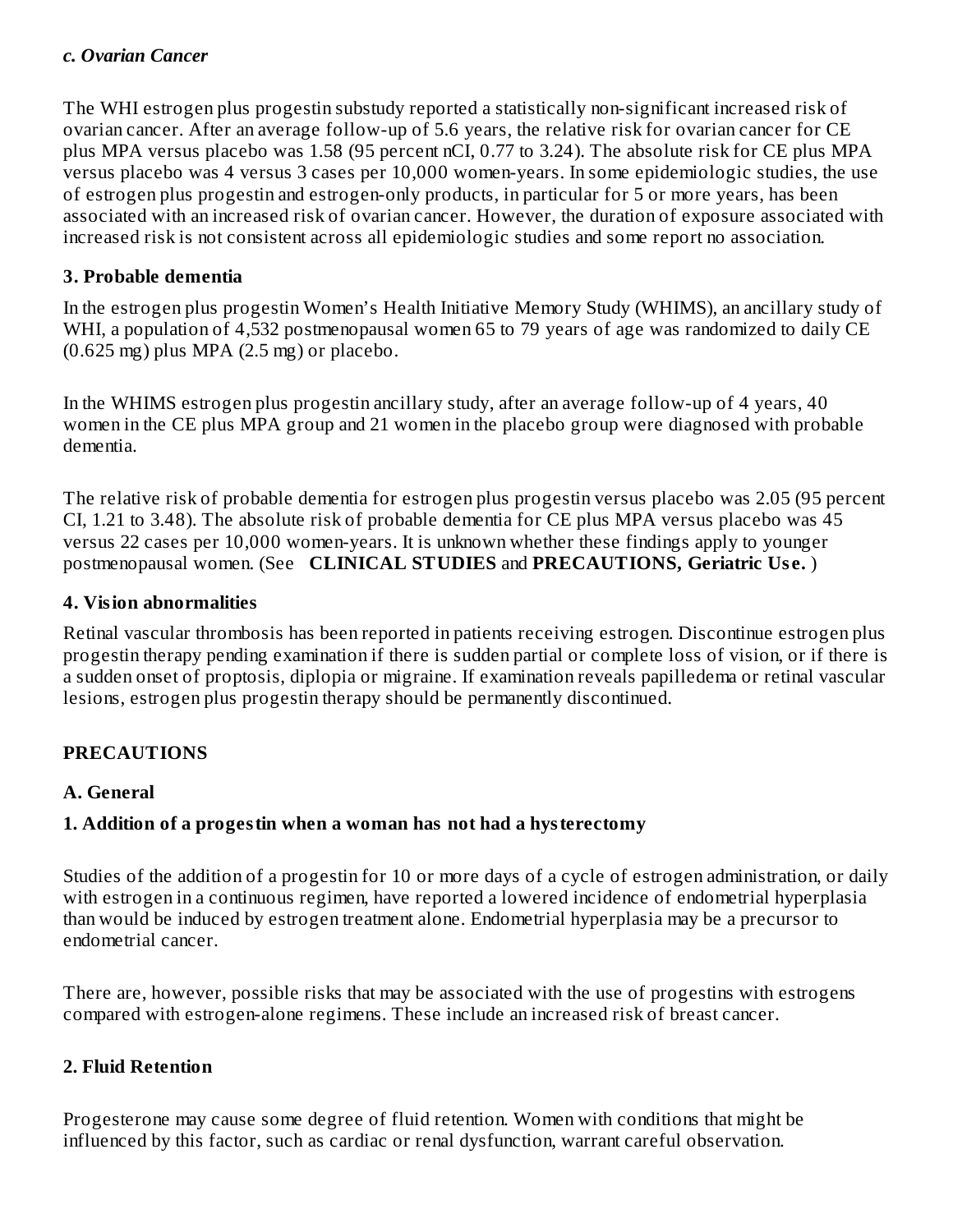***c. Ovarian Cancer***

The WHI estrogen plus progestin substudy reported a statistically non-significant increased risk of ovarian cancer. After an average follow-up of 5.6 years, the relative risk for ovarian cancer for CE plus MPA versus placebo was 1.58 (95 percent nCI, 0.77 to 3.24). The absolute risk for CE plus MPA versus placebo was 4 versus 3 cases per 10,000 women-years. In some epidemiologic studies, the use of estrogen plus progestin and estrogen-only products, in particular for 5 or more years, has been associated with an increased risk of ovarian cancer. However, the duration of exposure associated with increased risk is not consistent across all epidemiologic studies and some report no association.

**3. Probable dementia**

In the estrogen plus progestin Women's Health Initiative Memory Study (WHIMS), an ancillary study of WHI, a population of 4,532 postmenopausal women 65 to 79 years of age was randomized to daily CE (0.625 mg) plus MPA (2.5 mg) or placebo.

In the WHIMS estrogen plus progestin ancillary study, after an average follow-up of 4 years, 40 women in the CE plus MPA group and 21 women in the placebo group were diagnosed with probable dementia.

The relative risk of probable dementia for estrogen plus progestin versus placebo was 2.05 (95 percent CI, 1.21 to 3.48). The absolute risk of probable dementia for CE plus MPA versus placebo was 45 versus 22 cases per 10,000 women-years. It is unknown whether these findings apply to younger postmenopausal women. (See **CLINICAL STUDIES** and **PRECAUTIONS, Geriatric Use.** )

**4. Vision abnormalities**

Retinal vascular thrombosis has been reported in patients receiving estrogen. Discontinue estrogen plus progestin therapy pending examination if there is sudden partial or complete loss of vision, or if there is a sudden onset of proptosis, diplopia or migraine. If examination reveals papilledema or retinal vascular lesions, estrogen plus progestin therapy should be permanently discontinued.

## PRECAUTIONS

### A. General

**1. Addition of a progestin when a woman has not had a hysterectomy**

Studies of the addition of a progestin for 10 or more days of a cycle of estrogen administration, or daily with estrogen in a continuous regimen, have reported a lowered incidence of endometrial hyperplasia than would be induced by estrogen treatment alone. Endometrial hyperplasia may be a precursor to endometrial cancer.

There are, however, possible risks that may be associated with the use of progestins with estrogens compared with estrogen-alone regimens. These include an increased risk of breast cancer.

**2. Fluid Retention**

Progesterone may cause some degree of fluid retention. Women with conditions that might be influenced by this factor, such as cardiac or renal dysfunction, warrant careful observation.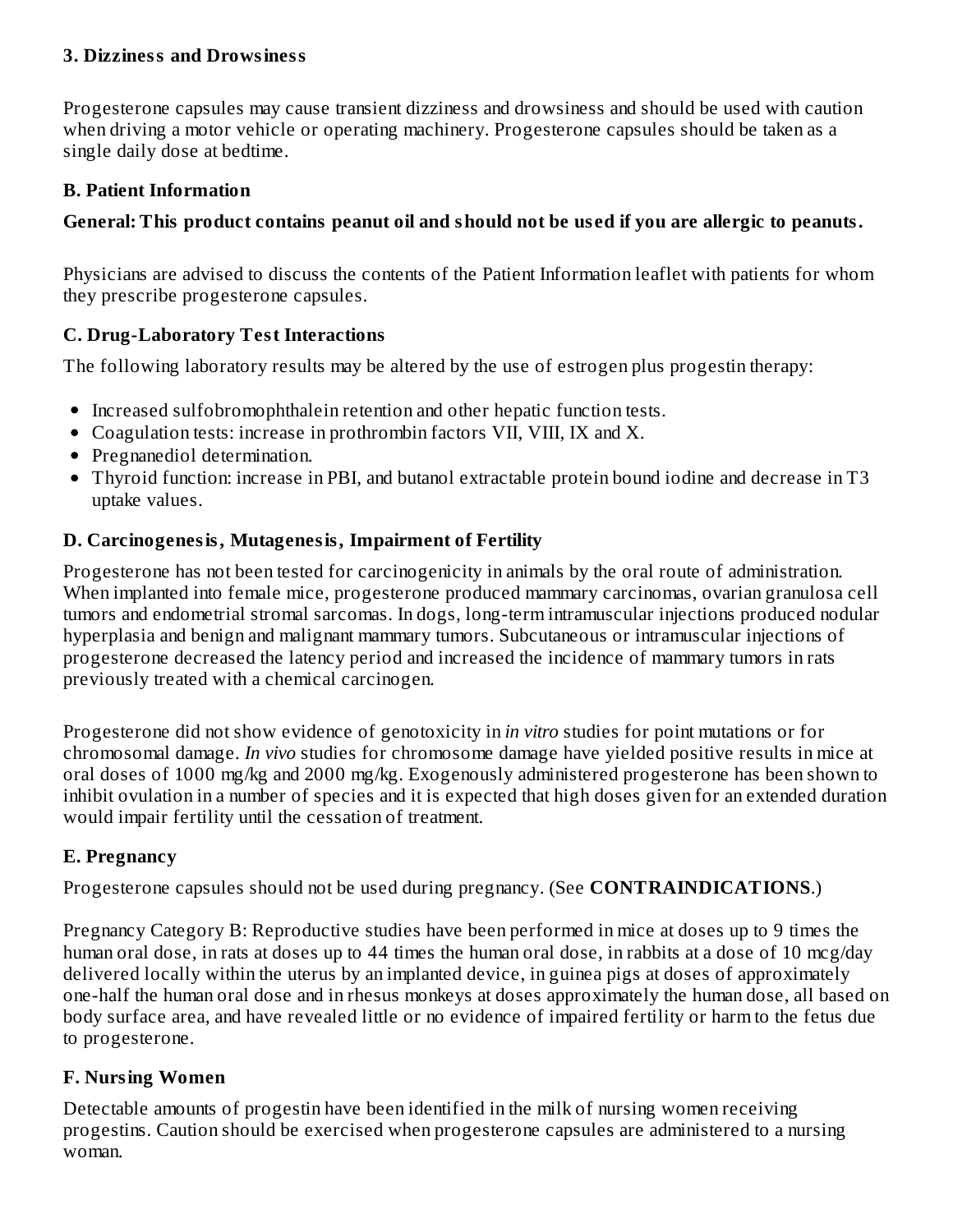### 3. Dizziness and Drowsiness

Progesterone capsules may cause transient dizziness and drowsiness and should be used with caution when driving a motor vehicle or operating machinery. Progesterone capsules should be taken as a single daily dose at bedtime.

### B. Patient Information

**General: This product contains peanut oil and should not be used if you are allergic to peanuts.**

Physicians are advised to discuss the contents of the Patient Information leaflet with patients for whom they prescribe progesterone capsules.

### C. Drug-Laboratory Test Interactions

The following laboratory results may be altered by the use of estrogen plus progestin therapy:

- Increased sulfobromophthalein retention and other hepatic function tests.
- Coagulation tests: increase in prothrombin factors VII, VIII, IX and X.
- Pregnanediol determination.
- Thyroid function: increase in PBI, and butanol extractable protein bound iodine and decrease in T3 uptake values.

### D. Carcinogenesis, Mutagenesis, Impairment of Fertility

Progesterone has not been tested for carcinogenicity in animals by the oral route of administration. When implanted into female mice, progesterone produced mammary carcinomas, ovarian granulosa cell tumors and endometrial stromal sarcomas. In dogs, long-term intramuscular injections produced nodular hyperplasia and benign and malignant mammary tumors. Subcutaneous or intramuscular injections of progesterone decreased the latency period and increased the incidence of mammary tumors in rats previously treated with a chemical carcinogen.

Progesterone did not show evidence of genotoxicity in *in vitro* studies for point mutations or for chromosomal damage. *In vivo* studies for chromosome damage have yielded positive results in mice at oral doses of 1000 mg/kg and 2000 mg/kg. Exogenously administered progesterone has been shown to inhibit ovulation in a number of species and it is expected that high doses given for an extended duration would impair fertility until the cessation of treatment.

### E. Pregnancy

Progesterone capsules should not be used during pregnancy. (See **CONTRAINDICATIONS**.)

Pregnancy Category B: Reproductive studies have been performed in mice at doses up to 9 times the human oral dose, in rats at doses up to 44 times the human oral dose, in rabbits at a dose of 10 mcg/day delivered locally within the uterus by an implanted device, in guinea pigs at doses of approximately one-half the human oral dose and in rhesus monkeys at doses approximately the human dose, all based on body surface area, and have revealed little or no evidence of impaired fertility or harm to the fetus due to progesterone.

### F. Nursing Women

Detectable amounts of progestin have been identified in the milk of nursing women receiving progestins. Caution should be exercised when progesterone capsules are administered to a nursing woman.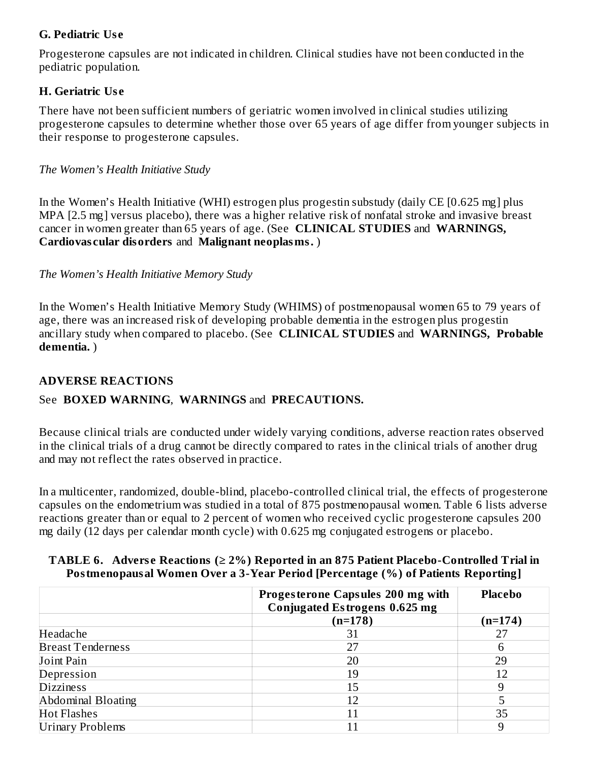### G. Pediatric Use

Progesterone capsules are not indicated in children. Clinical studies have not been conducted in the pediatric population.

### H. Geriatric Use

There have not been sufficient numbers of geriatric women involved in clinical studies utilizing progesterone capsules to determine whether those over 65 years of age differ from younger subjects in their response to progesterone capsules.

*The Women's Health Initiative Study*

In the Women's Health Initiative (WHI) estrogen plus progestin substudy (daily CE [0.625 mg] plus MPA [2.5 mg] versus placebo), there was a higher relative risk of nonfatal stroke and invasive breast cancer in women greater than 65 years of age. (See **CLINICAL STUDIES** and **WARNINGS, Cardiovascular disorders** and **Malignant neoplasms.**)

*The Women's Health Initiative Memory Study*

In the Women's Health Initiative Memory Study (WHIMS) of postmenopausal women 65 to 79 years of age, there was an increased risk of developing probable dementia in the estrogen plus progestin ancillary study when compared to placebo. (See **CLINICAL STUDIES** and **WARNINGS, Probable dementia.**)

## ADVERSE REACTIONS

See **BOXED WARNING**, **WARNINGS** and **PRECAUTIONS.**

Because clinical trials are conducted under widely varying conditions, adverse reaction rates observed in the clinical trials of a drug cannot be directly compared to rates in the clinical trials of another drug and may not reflect the rates observed in practice.

In a multicenter, randomized, double-blind, placebo-controlled clinical trial, the effects of progesterone capsules on the endometrium was studied in a total of 875 postmenopausal women. Table 6 lists adverse reactions greater than or equal to 2 percent of women who received cyclic progesterone capsules 200 mg daily (12 days per calendar month cycle) with 0.625 mg conjugated estrogens or placebo.

**TABLE 6. Adverse Reactions (≥ 2%) Reported in an 875 Patient Placebo-Controlled Trial in Postmenopausal Women Over a 3-Year Period [Percentage (%) of Patients Reporting]**

| | Progesterone Capsules 200 mg with Conjugated Estrogens 0.625 mg | Placebo |
|---|---|---|
| | (n=178) | (n=174) |
| Headache | 31 | 27 |
| Breast Tenderness | 27 | 6 |
| Joint Pain | 20 | 29 |
| Depression | 19 | 12 |
| Dizziness | 15 | 9 |
| Abdominal Bloating | 12 | 5 |
| Hot Flashes | 11 | 35 |
| Urinary Problems | 11 | 9 |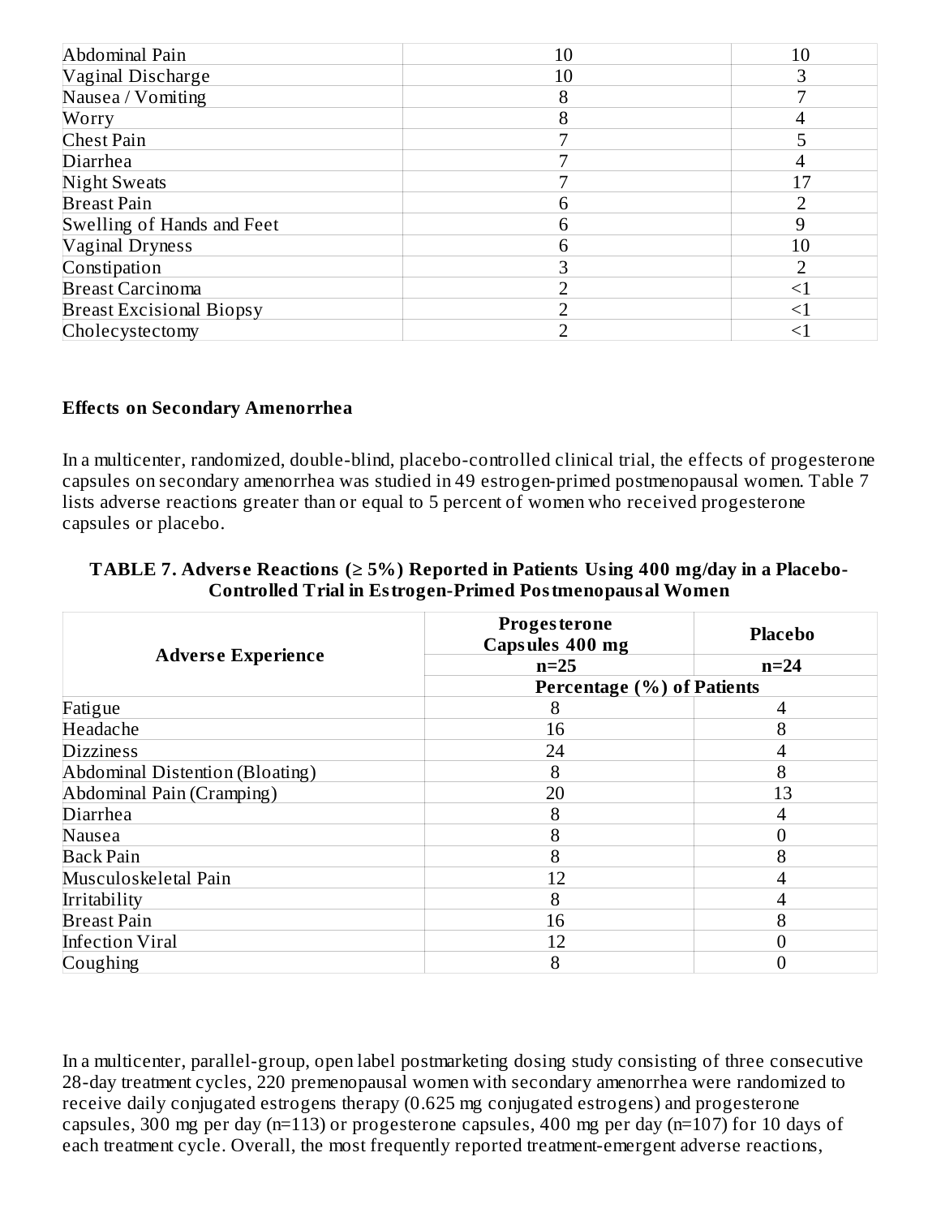| | | |
|---|---|---|
| Abdominal Pain | 10 | 10 |
| Vaginal Discharge | 10 | 3 |
| Nausea / Vomiting | 8 | 7 |
| Worry | 8 | 4 |
| Chest Pain | 7 | 5 |
| Diarrhea | 7 | 4 |
| Night Sweats | 7 | 17 |
| Breast Pain | 6 | 2 |
| Swelling of Hands and Feet | 6 | 9 |
| Vaginal Dryness | 6 | 10 |
| Constipation | 3 | 2 |
| Breast Carcinoma | 2 | <1 |
| Breast Excisional Biopsy | 2 | <1 |
| Cholecystectomy | 2 | <1 |

**Effects on Secondary Amenorrhea**

In a multicenter, randomized, double-blind, placebo-controlled clinical trial, the effects of progesterone capsules on secondary amenorrhea was studied in 49 estrogen-primed postmenopausal women. Table 7 lists adverse reactions greater than or equal to 5 percent of women who received progesterone capsules or placebo.

**TABLE 7. Adverse Reactions (≥ 5%) Reported in Patients Using 400 mg/day in a Placebo-Controlled Trial in Estrogen-Primed Postmenopausal Women**

| Adverse Experience | Progesterone Capsules 400 mg | Placebo |
|---|---|---|
| | n=25 | n=24 |
| | Percentage (%) of Patients | |
| Fatigue | 8 | 4 |
| Headache | 16 | 8 |
| Dizziness | 24 | 4 |
| Abdominal Distention (Bloating) | 8 | 8 |
| Abdominal Pain (Cramping) | 20 | 13 |
| Diarrhea | 8 | 4 |
| Nausea | 8 | 0 |
| Back Pain | 8 | 8 |
| Musculoskeletal Pain | 12 | 4 |
| Irritability | 8 | 4 |
| Breast Pain | 16 | 8 |
| Infection Viral | 12 | 0 |
| Coughing | 8 | 0 |

In a multicenter, parallel-group, open label postmarketing dosing study consisting of three consecutive 28-day treatment cycles, 220 premenopausal women with secondary amenorrhea were randomized to receive daily conjugated estrogens therapy (0.625 mg conjugated estrogens) and progesterone capsules, 300 mg per day (n=113) or progesterone capsules, 400 mg per day (n=107) for 10 days of each treatment cycle. Overall, the most frequently reported treatment-emergent adverse reactions,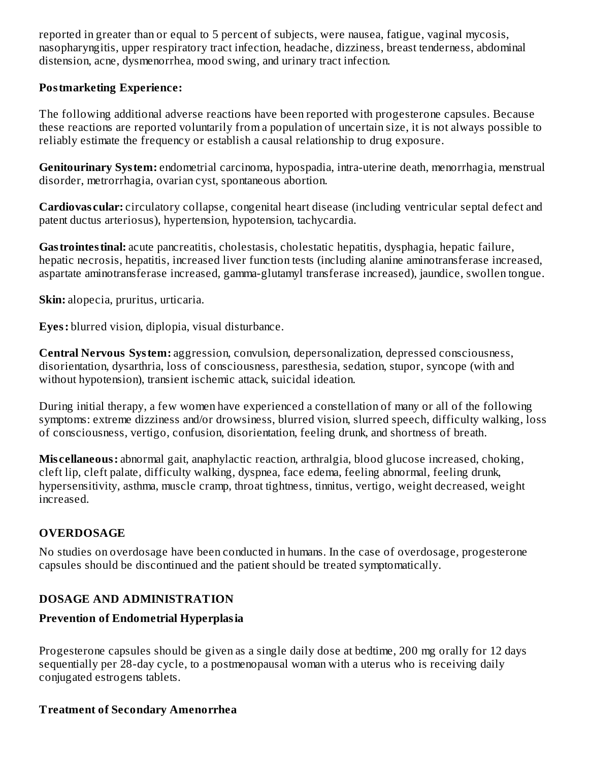reported in greater than or equal to 5 percent of subjects, were nausea, fatigue, vaginal mycosis, nasopharyngitis, upper respiratory tract infection, headache, dizziness, breast tenderness, abdominal distension, acne, dysmenorrhea, mood swing, and urinary tract infection.

**Postmarketing Experience:**

The following additional adverse reactions have been reported with progesterone capsules. Because these reactions are reported voluntarily from a population of uncertain size, it is not always possible to reliably estimate the frequency or establish a causal relationship to drug exposure.

**Genitourinary System:** endometrial carcinoma, hypospadia, intra-uterine death, menorrhagia, menstrual disorder, metrorrhagia, ovarian cyst, spontaneous abortion.

**Cardiovascular:** circulatory collapse, congenital heart disease (including ventricular septal defect and patent ductus arteriosus), hypertension, hypotension, tachycardia.

**Gastrointestinal:** acute pancreatitis, cholestasis, cholestatic hepatitis, dysphagia, hepatic failure, hepatic necrosis, hepatitis, increased liver function tests (including alanine aminotransferase increased, aspartate aminotransferase increased, gamma-glutamyl transferase increased), jaundice, swollen tongue.

**Skin:** alopecia, pruritus, urticaria.

**Eyes:** blurred vision, diplopia, visual disturbance.

**Central Nervous System:** aggression, convulsion, depersonalization, depressed consciousness, disorientation, dysarthria, loss of consciousness, paresthesia, sedation, stupor, syncope (with and without hypotension), transient ischemic attack, suicidal ideation.

During initial therapy, a few women have experienced a constellation of many or all of the following symptoms: extreme dizziness and/or drowsiness, blurred vision, slurred speech, difficulty walking, loss of consciousness, vertigo, confusion, disorientation, feeling drunk, and shortness of breath.

**Miscellaneous:** abnormal gait, anaphylactic reaction, arthralgia, blood glucose increased, choking, cleft lip, cleft palate, difficulty walking, dyspnea, face edema, feeling abnormal, feeling drunk, hypersensitivity, asthma, muscle cramp, throat tightness, tinnitus, vertigo, weight decreased, weight increased.

## OVERDOSAGE

No studies on overdosage have been conducted in humans. In the case of overdosage, progesterone capsules should be discontinued and the patient should be treated symptomatically.

## DOSAGE AND ADMINISTRATION

### Prevention of Endometrial Hyperplasia

Progesterone capsules should be given as a single daily dose at bedtime, 200 mg orally for 12 days sequentially per 28-day cycle, to a postmenopausal woman with a uterus who is receiving daily conjugated estrogens tablets.

### Treatment of Secondary Amenorrhea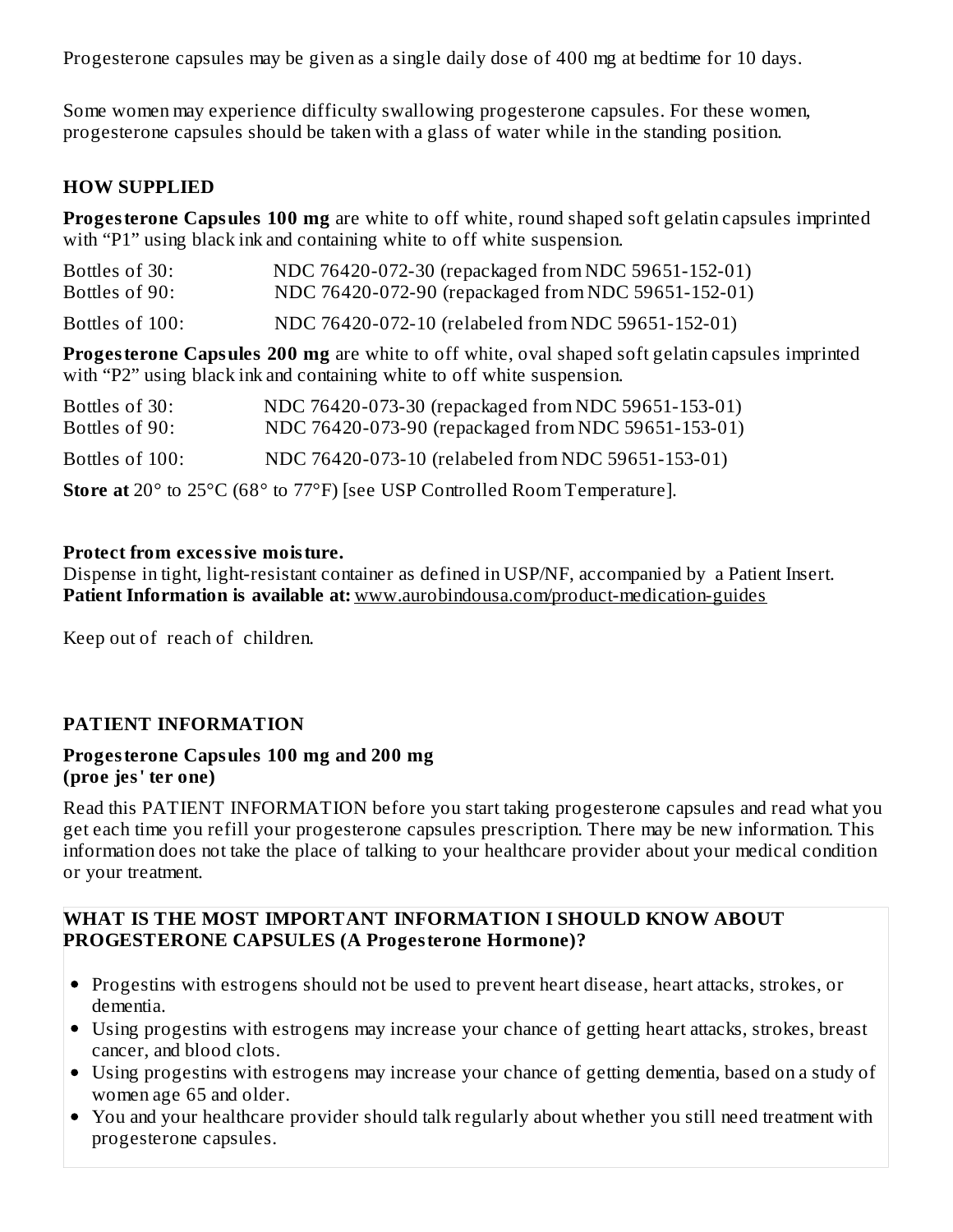Progesterone capsules may be given as a single daily dose of 400 mg at bedtime for 10 days.

Some women may experience difficulty swallowing progesterone capsules. For these women, progesterone capsules should be taken with a glass of water while in the standing position.

## HOW SUPPLIED

**Progesterone Capsules 100 mg** are white to off white, round shaped soft gelatin capsules imprinted with "P1" using black ink and containing white to off white suspension.

| | |
|---|---|
| Bottles of 30: | NDC 76420-072-30 (repackaged from NDC 59651-152-01) |
| Bottles of 90: | NDC 76420-072-90 (repackaged from NDC 59651-152-01) |
| Bottles of 100: | NDC 76420-072-10 (relabeled from NDC 59651-152-01) |

**Progesterone Capsules 200 mg** are white to off white, oval shaped soft gelatin capsules imprinted with "P2" using black ink and containing white to off white suspension.

| | |
|---|---|
| Bottles of 30: | NDC 76420-073-30 (repackaged from NDC 59651-153-01) |
| Bottles of 90: | NDC 76420-073-90 (repackaged from NDC 59651-153-01) |
| Bottles of 100: | NDC 76420-073-10 (relabeled from NDC 59651-153-01) |

**Store at** 20° to 25°C (68° to 77°F) [see USP Controlled Room Temperature].

**Protect from excessive moisture.**
Dispense in tight, light-resistant container as defined in USP/NF, accompanied by a Patient Insert.
**Patient Information is available at:** www.aurobindousa.com/product-medication-guides

Keep out of reach of children.

## PATIENT INFORMATION

**Progesterone Capsules 100 mg and 200 mg**
**(proe jes' ter one)**

Read this PATIENT INFORMATION before you start taking progesterone capsules and read what you get each time you refill your progesterone capsules prescription. There may be new information. This information does not take the place of talking to your healthcare provider about your medical condition or your treatment.

### WHAT IS THE MOST IMPORTANT INFORMATION I SHOULD KNOW ABOUT PROGESTERONE CAPSULES (A Progesterone Hormone)?

- Progestins with estrogens should not be used to prevent heart disease, heart attacks, strokes, or dementia.
- Using progestins with estrogens may increase your chance of getting heart attacks, strokes, breast cancer, and blood clots.
- Using progestins with estrogens may increase your chance of getting dementia, based on a study of women age 65 and older.
- You and your healthcare provider should talk regularly about whether you still need treatment with progesterone capsules.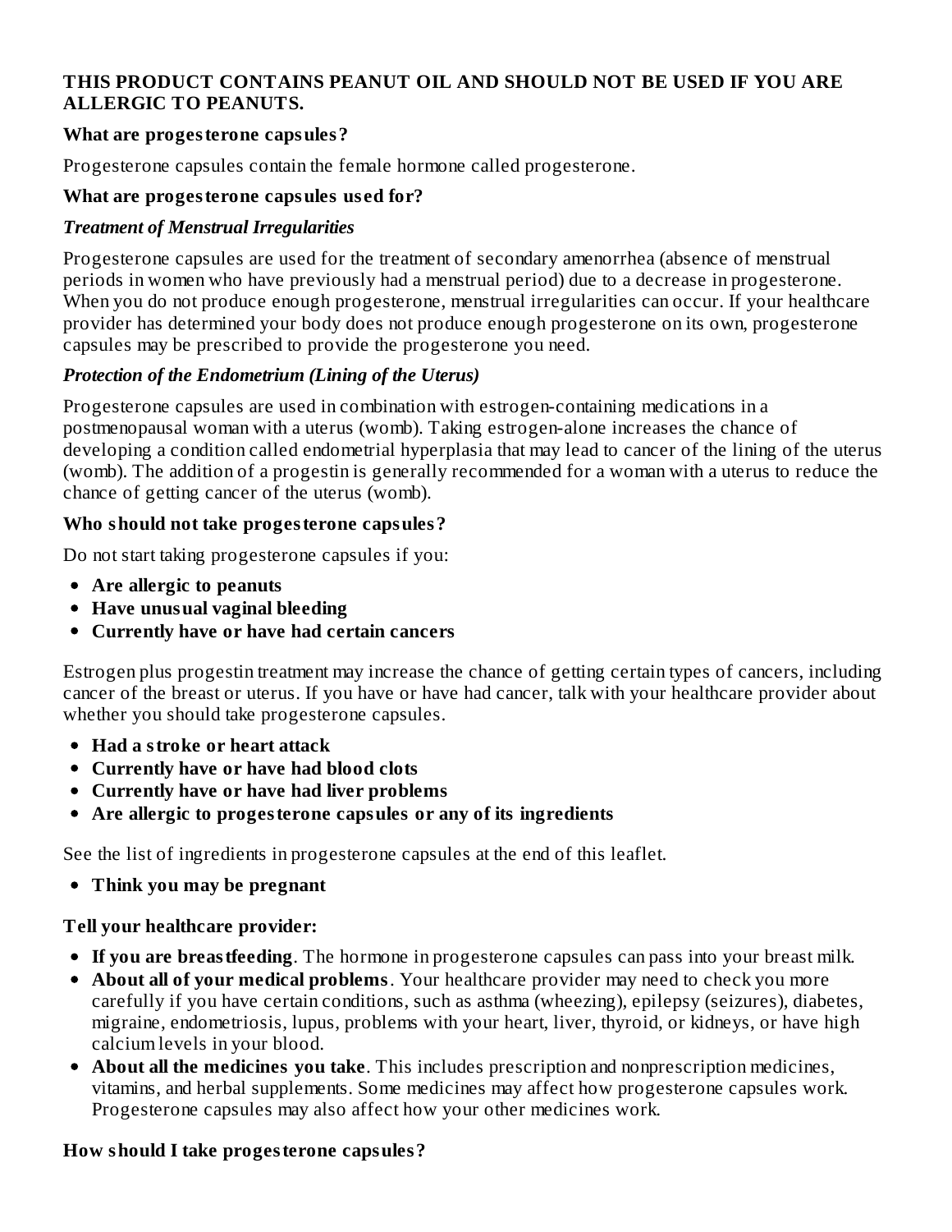**THIS PRODUCT CONTAINS PEANUT OIL AND SHOULD NOT BE USED IF YOU ARE ALLERGIC TO PEANUTS.**

**What are progesterone capsules?**

Progesterone capsules contain the female hormone called progesterone.

**What are progesterone capsules used for?**

***Treatment of Menstrual Irregularities***

Progesterone capsules are used for the treatment of secondary amenorrhea (absence of menstrual periods in women who have previously had a menstrual period) due to a decrease in progesterone. When you do not produce enough progesterone, menstrual irregularities can occur. If your healthcare provider has determined your body does not produce enough progesterone on its own, progesterone capsules may be prescribed to provide the progesterone you need.

***Protection of the Endometrium (Lining of the Uterus)***

Progesterone capsules are used in combination with estrogen-containing medications in a postmenopausal woman with a uterus (womb). Taking estrogen-alone increases the chance of developing a condition called endometrial hyperplasia that may lead to cancer of the lining of the uterus (womb). The addition of a progestin is generally recommended for a woman with a uterus to reduce the chance of getting cancer of the uterus (womb).

**Who should not take progesterone capsules?**

Do not start taking progesterone capsules if you:

- **Are allergic to peanuts**
- **Have unusual vaginal bleeding**
- **Currently have or have had certain cancers**

Estrogen plus progestin treatment may increase the chance of getting certain types of cancers, including cancer of the breast or uterus. If you have or have had cancer, talk with your healthcare provider about whether you should take progesterone capsules.

- **Had a stroke or heart attack**
- **Currently have or have had blood clots**
- **Currently have or have had liver problems**
- **Are allergic to progesterone capsules or any of its ingredients**

See the list of ingredients in progesterone capsules at the end of this leaflet.

- **Think you may be pregnant**

**Tell your healthcare provider:**

- **If you are breastfeeding**. The hormone in progesterone capsules can pass into your breast milk.
- **About all of your medical problems**. Your healthcare provider may need to check you more carefully if you have certain conditions, such as asthma (wheezing), epilepsy (seizures), diabetes, migraine, endometriosis, lupus, problems with your heart, liver, thyroid, or kidneys, or have high calcium levels in your blood.
- **About all the medicines you take**. This includes prescription and nonprescription medicines, vitamins, and herbal supplements. Some medicines may affect how progesterone capsules work. Progesterone capsules may also affect how your other medicines work.

**How should I take progesterone capsules?**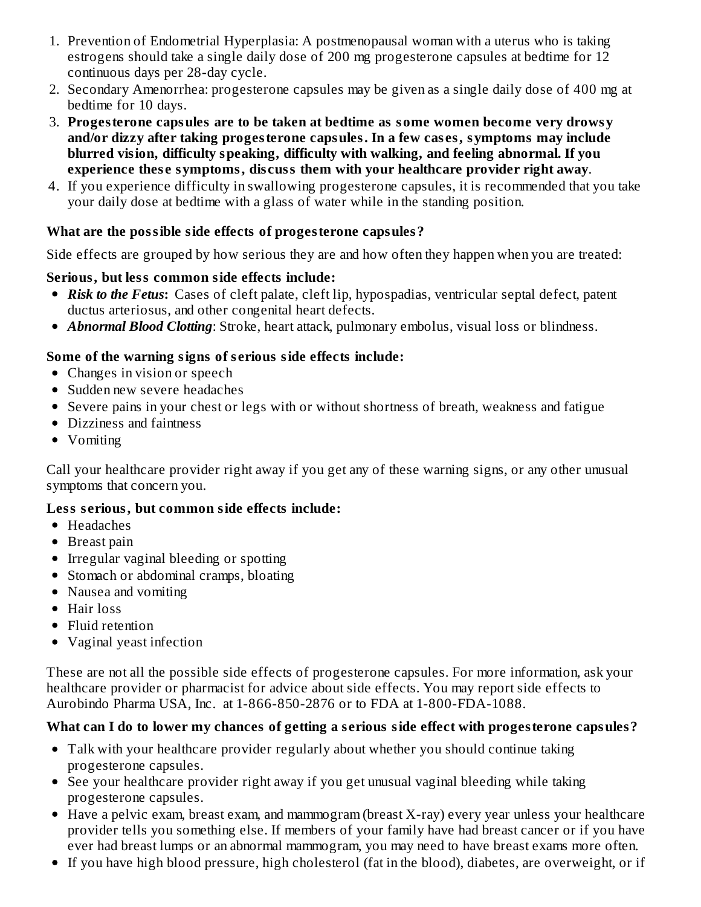1. Prevention of Endometrial Hyperplasia: A postmenopausal woman with a uterus who is taking estrogens should take a single daily dose of 200 mg progesterone capsules at bedtime for 12 continuous days per 28-day cycle.
2. Secondary Amenorrhea: progesterone capsules may be given as a single daily dose of 400 mg at bedtime for 10 days.
3. **Progesterone capsules are to be taken at bedtime as some women become very drowsy and/or dizzy after taking progesterone capsules. In a few cases, symptoms may include blurred vision, difficulty speaking, difficulty with walking, and feeling abnormal. If you experience these symptoms, discuss them with your healthcare provider right away**.
4. If you experience difficulty in swallowing progesterone capsules, it is recommended that you take your daily dose at bedtime with a glass of water while in the standing position.

**What are the possible side effects of progesterone capsules?**

Side effects are grouped by how serious they are and how often they happen when you are treated:

**Serious, but less common side effects include:**

- ***Risk to the Fetus*:** Cases of cleft palate, cleft lip, hypospadias, ventricular septal defect, patent ductus arteriosus, and other congenital heart defects.
- ***Abnormal Blood Clotting***: Stroke, heart attack, pulmonary embolus, visual loss or blindness.

**Some of the warning signs of serious side effects include:**

- Changes in vision or speech
- Sudden new severe headaches
- Severe pains in your chest or legs with or without shortness of breath, weakness and fatigue
- Dizziness and faintness
- Vomiting

Call your healthcare provider right away if you get any of these warning signs, or any other unusual symptoms that concern you.

**Less serious, but common side effects include:**

- Headaches
- Breast pain
- Irregular vaginal bleeding or spotting
- Stomach or abdominal cramps, bloating
- Nausea and vomiting
- Hair loss
- Fluid retention
- Vaginal yeast infection

These are not all the possible side effects of progesterone capsules. For more information, ask your healthcare provider or pharmacist for advice about side effects. You may report side effects to Aurobindo Pharma USA, Inc. at 1-866-850-2876 or to FDA at 1-800-FDA-1088.

**What can I do to lower my chances of getting a serious side effect with progesterone capsules?**

- Talk with your healthcare provider regularly about whether you should continue taking progesterone capsules.
- See your healthcare provider right away if you get unusual vaginal bleeding while taking progesterone capsules.
- Have a pelvic exam, breast exam, and mammogram (breast X-ray) every year unless your healthcare provider tells you something else. If members of your family have had breast cancer or if you have ever had breast lumps or an abnormal mammogram, you may need to have breast exams more often.
- If you have high blood pressure, high cholesterol (fat in the blood), diabetes, are overweight, or if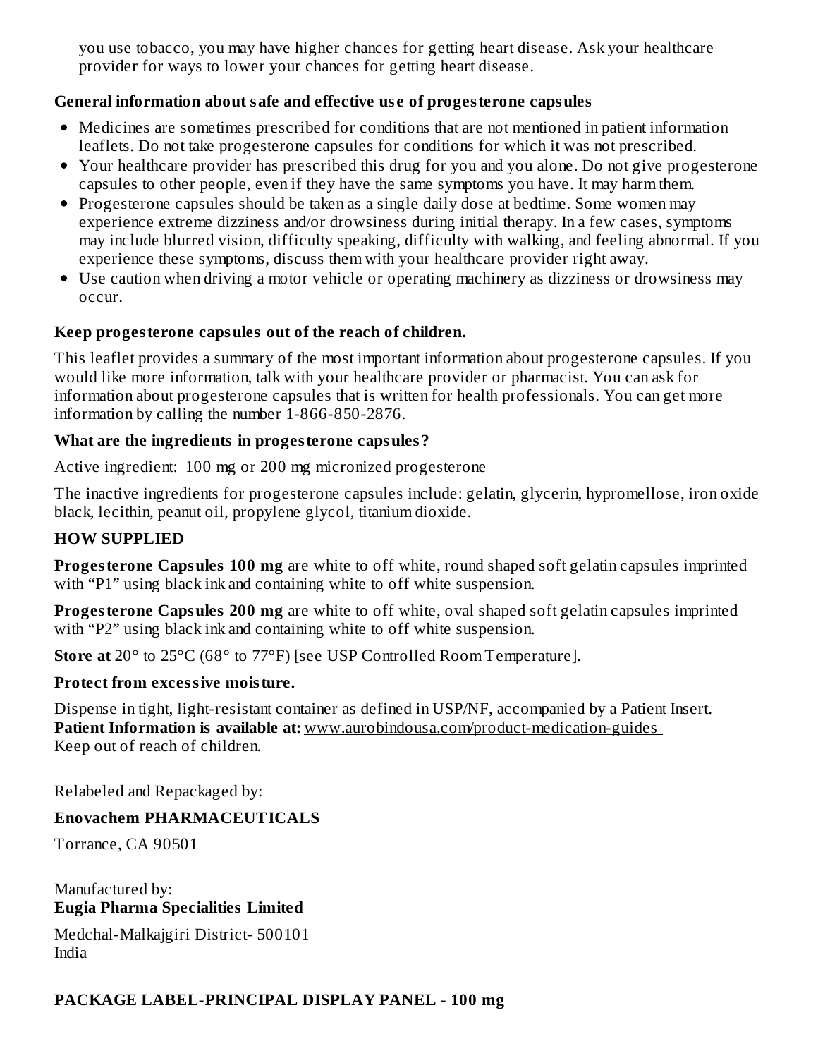you use tobacco, you may have higher chances for getting heart disease. Ask your healthcare provider for ways to lower your chances for getting heart disease.

**General information about safe and effective use of progesterone capsules**

- Medicines are sometimes prescribed for conditions that are not mentioned in patient information leaflets. Do not take progesterone capsules for conditions for which it was not prescribed.
- Your healthcare provider has prescribed this drug for you and you alone. Do not give progesterone capsules to other people, even if they have the same symptoms you have. It may harm them.
- Progesterone capsules should be taken as a single daily dose at bedtime. Some women may experience extreme dizziness and/or drowsiness during initial therapy. In a few cases, symptoms may include blurred vision, difficulty speaking, difficulty with walking, and feeling abnormal. If you experience these symptoms, discuss them with your healthcare provider right away.
- Use caution when driving a motor vehicle or operating machinery as dizziness or drowsiness may occur.

**Keep progesterone capsules out of the reach of children.**

This leaflet provides a summary of the most important information about progesterone capsules. If you would like more information, talk with your healthcare provider or pharmacist. You can ask for information about progesterone capsules that is written for health professionals. You can get more information by calling the number 1-866-850-2876.

**What are the ingredients in progesterone capsules?**

Active ingredient: 100 mg or 200 mg micronized progesterone

The inactive ingredients for progesterone capsules include: gelatin, glycerin, hypromellose, iron oxide black, lecithin, peanut oil, propylene glycol, titanium dioxide.

**HOW SUPPLIED**

**Progesterone Capsules 100 mg** are white to off white, round shaped soft gelatin capsules imprinted with "P1" using black ink and containing white to off white suspension.

**Progesterone Capsules 200 mg** are white to off white, oval shaped soft gelatin capsules imprinted with "P2" using black ink and containing white to off white suspension.

**Store at** 20° to 25°C (68° to 77°F) [see USP Controlled Room Temperature].

**Protect from excessive moisture.**

Dispense in tight, light-resistant container as defined in USP/NF, accompanied by a Patient Insert.
**Patient Information is available at:** www.aurobindousa.com/product-medication-guides
Keep out of reach of children.

Relabeled and Repackaged by:

**Enovachem PHARMACEUTICALS**

Torrance, CA 90501

Manufactured by:
**Eugia Pharma Specialities Limited**

Medchal-Malkajgiri District- 500101
India

**PACKAGE LABEL-PRINCIPAL DISPLAY PANEL - 100 mg**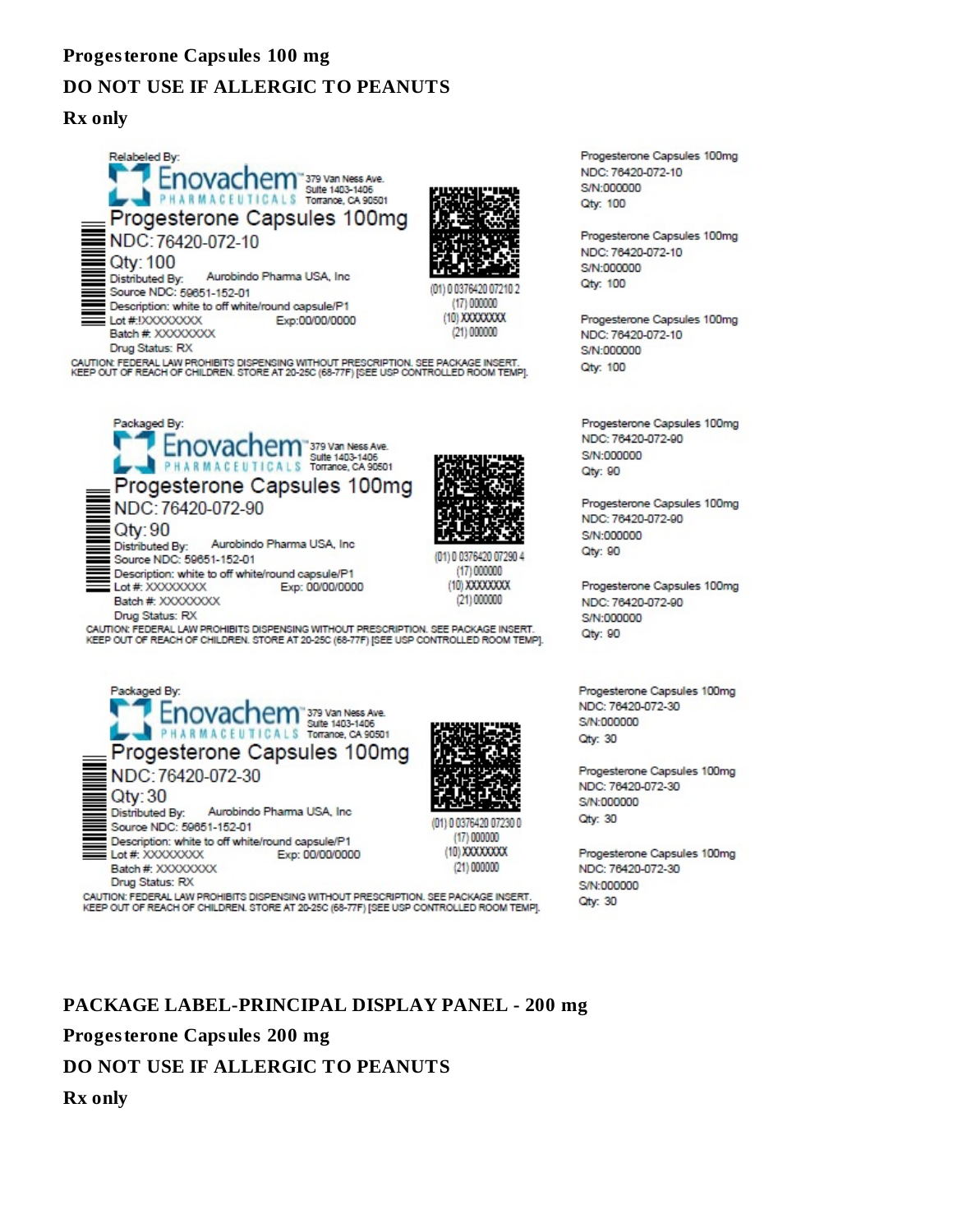**Progesterone Capsules 100 mg**

**DO NOT USE IF ALLERGIC TO PEANUTS**

**Rx only**

Relabeled By:
Enovachem PHARMACEUTICALS 379 Van Ness Ave. Suite 1403-1406 Torrance, CA 90501
Progesterone Capsules 100mg
NDC: 76420-072-10
Qty: 100
Distributed By: Aurobindo Pharma USA, Inc
Source NDC: 59651-152-01
Description: white to off white/round capsule/P1
Lot #: XXXXXXXX Exp: 00/00/0000
Batch #: XXXXXXXX
Drug Status: RX
(01) 0 0376420 07210 2
(17) 000000
(10) XXXXXXXX
(21) 000000
CAUTION: FEDERAL LAW PROHIBITS DISPENSING WITHOUT PRESCRIPTION. SEE PACKAGE INSERT. KEEP OUT OF REACH OF CHILDREN. STORE AT 20-25C (68-77F) [SEE USP CONTROLLED ROOM TEMP].

Progesterone Capsules 100mg
NDC: 76420-072-10
S/N:000000
Qty: 100

Progesterone Capsules 100mg
NDC: 76420-072-10
S/N:000000
Qty: 100

Progesterone Capsules 100mg
NDC: 76420-072-10
S/N:000000
Qty: 100

Packaged By:
Enovachem PHARMACEUTICALS 379 Van Ness Ave. Suite 1403-1406 Torrance, CA 90501
Progesterone Capsules 100mg
NDC: 76420-072-90
Qty: 90
Distributed By: Aurobindo Pharma USA, Inc
Source NDC: 59651-152-01
Description: white to off white/round capsule/P1
Lot #: XXXXXXXX Exp: 00/00/0000
Batch #: XXXXXXXX
Drug Status: RX
(01) 0 0376420 07290 4
(17) 000000
(10) XXXXXXXX
(21) 000000
CAUTION: FEDERAL LAW PROHIBITS DISPENSING WITHOUT PRESCRIPTION. SEE PACKAGE INSERT. KEEP OUT OF REACH OF CHILDREN. STORE AT 20-25C (68-77F) [SEE USP CONTROLLED ROOM TEMP].

Progesterone Capsules 100mg
NDC: 76420-072-90
S/N:000000
Qty: 90

Progesterone Capsules 100mg
NDC: 76420-072-90
S/N:000000
Qty: 90

Progesterone Capsules 100mg
NDC: 76420-072-90
S/N:000000
Qty: 90

Packaged By:
Enovachem PHARMACEUTICALS 379 Van Ness Ave. Suite 1403-1406 Torrance, CA 90501
Progesterone Capsules 100mg
NDC: 76420-072-30
Qty: 30
Distributed By: Aurobindo Pharma USA, Inc
Source NDC: 59651-152-01
Description: white to off white/round capsule/P1
Lot #: XXXXXXXX Exp: 00/00/0000
Batch #: XXXXXXXX
Drug Status: RX
(01) 0 0376420 07230 0
(17) 000000
(10) XXXXXXXX
(21) 000000
CAUTION: FEDERAL LAW PROHIBITS DISPENSING WITHOUT PRESCRIPTION. SEE PACKAGE INSERT. KEEP OUT OF REACH OF CHILDREN. STORE AT 20-25C (68-77F) [SEE USP CONTROLLED ROOM TEMP].

Progesterone Capsules 100mg
NDC: 76420-072-30
S/N:000000
Qty: 30

Progesterone Capsules 100mg
NDC: 76420-072-30
S/N:000000
Qty: 30

Progesterone Capsules 100mg
NDC: 76420-072-30
S/N:000000
Qty: 30

**PACKAGE LABEL-PRINCIPAL DISPLAY PANEL - 200 mg**

**Progesterone Capsules 200 mg**

**DO NOT USE IF ALLERGIC TO PEANUTS**

**Rx only**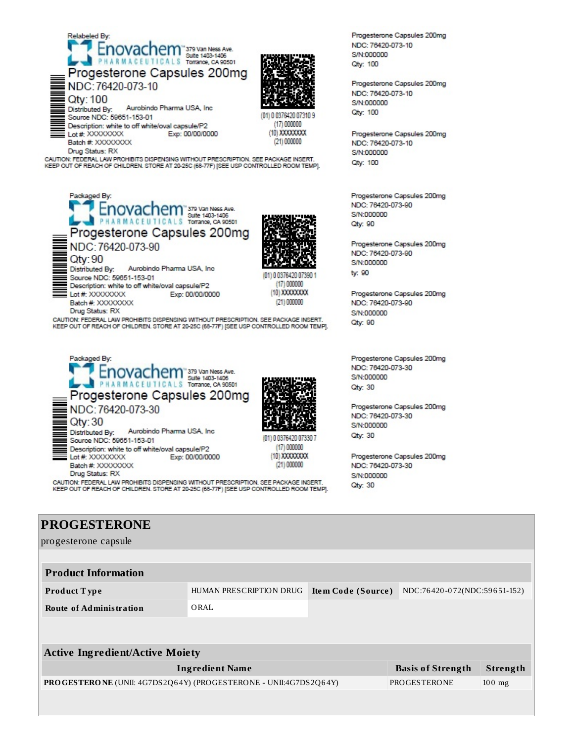Relabeled By:

Enovachem PHARMACEUTICALS 379 Van Ness Ave. Suite 1403-1406 Torrance, CA 90501

Progesterone Capsules 200mg

NDC: 76420-073-10

Qty: 100

Distributed By: Aurobindo Pharma USA, Inc

Source NDC: 59651-153-01

Description: white to off white/oval capsule/P2

Lot #: XXXXXXXX Exp: 00/00/0000

Batch #: XXXXXXXX

Drug Status: RX

(01) 0 0376420 07310 9
(17) 000000
(10) XXXXXXXX
(21) 000000

CAUTION: FEDERAL LAW PROHIBITS DISPENSING WITHOUT PRESCRIPTION. SEE PACKAGE INSERT. KEEP OUT OF REACH OF CHILDREN. STORE AT 20-25C (68-77F) [SEE USP CONTROLLED ROOM TEMP].

Progesterone Capsules 200mg
NDC: 76420-073-10
S/N:000000
Qty: 100

Progesterone Capsules 200mg
NDC: 76420-073-10
S/N:000000
Qty: 100

Progesterone Capsules 200mg
NDC: 76420-073-10
S/N:000000
Qty: 100

Packaged By:

Enovachem PHARMACEUTICALS 379 Van Ness Ave. Suite 1403-1406 Torrance, CA 90501

Progesterone Capsules 200mg

NDC: 76420-073-90

Qty: 90

Distributed By: Aurobindo Pharma USA, Inc

Source NDC: 59651-153-01

Description: white to off white/oval capsule/P2

Lot #: XXXXXXXX Exp: 00/00/0000

Batch #: XXXXXXXX

Drug Status: RX

(01) 0 0376420 07390 1
(17) 000000
(10) XXXXXXXX
(21) 000000

CAUTION: FEDERAL LAW PROHIBITS DISPENSING WITHOUT PRESCRIPTION. SEE PACKAGE INSERT. KEEP OUT OF REACH OF CHILDREN. STORE AT 20-25C (68-77F) [SEE USP CONTROLLED ROOM TEMP].

Progesterone Capsules 200mg
NDC: 76420-073-90
S/N:000000
Qty: 90

Progesterone Capsules 200mg
NDC: 76420-073-90
S/N:000000
ty: 90

Progesterone Capsules 200mg
NDC: 76420-073-90
S/N:000000
Qty: 90

Packaged By:

Enovachem PHARMACEUTICALS 379 Van Ness Ave. Suite 1403-1406 Torrance, CA 90501

Progesterone Capsules 200mg

NDC: 76420-073-30

Qty: 30

Distributed By: Aurobindo Pharma USA, Inc

Source NDC: 59651-153-01

Description: white to off white/oval capsule/P2

Lot #: XXXXXXXX Exp: 00/00/0000

Batch #: XXXXXXXX

Drug Status: RX

(01) 0 0376420 07330 7
(17) 000000
(10) XXXXXXXX
(21) 000000

CAUTION: FEDERAL LAW PROHIBITS DISPENSING WITHOUT PRESCRIPTION. SEE PACKAGE INSERT. KEEP OUT OF REACH OF CHILDREN. STORE AT 20-25C (68-77F) [SEE USP CONTROLLED ROOM TEMP].

Progesterone Capsules 200mg
NDC: 76420-073-30
S/N:000000
Qty: 30

Progesterone Capsules 200mg
NDC: 76420-073-30
S/N:000000
Qty: 30

Progesterone Capsules 200mg
NDC: 76420-073-30
S/N:000000
Qty: 30

# PROGESTERONE

progesterone capsule

## Product Information

| | | | |
|---|---|---|---|
| **Product Type** | HUMAN PRESCRIPTION DRUG | **Item Code (Source)** | NDC:76420-072(NDC:59651-152) |
| **Route of Administration** | ORAL | | |

## Active Ingredient/Active Moiety

| Ingredient Name | Basis of Strength | Strength |
|---|---|---|
| **PROGESTERONE** (UNII: 4G7DS2Q64Y) (PROGESTERONE - UNII:4G7DS2Q64Y) | PROGESTERONE | 100 mg |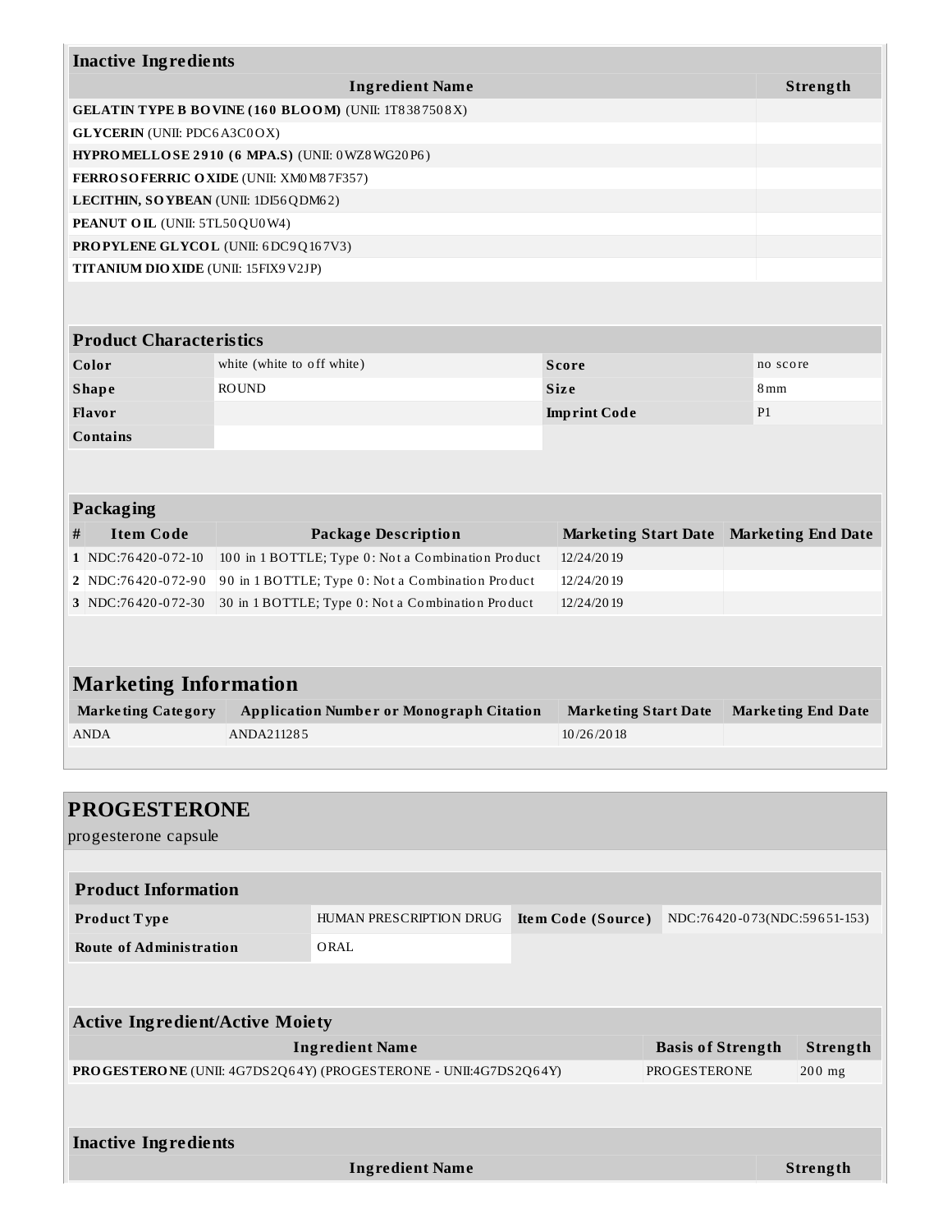| Inactive Ingredients | |
|---|---|
| **Ingredient Name** | **Strength** |
| **GELATIN TYPE B BOVINE (160 BLOOM)** (UNII: 1T8387508X) | |
| **GLYCERIN** (UNII: PDC6A3C0OX) | |
| **HYPROMELLOSE 2910 (6 MPA.S)** (UNII: 0WZ8WG20P6) | |
| **FERROSOFERRIC OXIDE** (UNII: XM0M87F357) | |
| **LECITHIN, SOYBEAN** (UNII: 1DI56QDM62) | |
| **PEANUT OIL** (UNII: 5TL50QU0W4) | |
| **PROPYLENE GLYCOL** (UNII: 6DC9Q167V3) | |
| **TITANIUM DIOXIDE** (UNII: 15FIX9V2JP) | |

| Product Characteristics | | | |
|---|---|---|---|
| **Color** | white (white to off white) | **Score** | no score |
| **Shape** | ROUND | **Size** | 8mm |
| **Flavor** | | **Imprint Code** | P1 |
| **Contains** | | | |

| Packaging | | | | |
|---|---|---|---|---|
| **#** | **Item Code** | **Package Description** | **Marketing Start Date** | **Marketing End Date** |
| **1** | NDC:76420-072-10 | 100 in 1 BOTTLE; Type 0: Not a Combination Product | 12/24/2019 | |
| **2** | NDC:76420-072-90 | 90 in 1 BOTTLE; Type 0: Not a Combination Product | 12/24/2019 | |
| **3** | NDC:76420-072-30 | 30 in 1 BOTTLE; Type 0: Not a Combination Product | 12/24/2019 | |

| Marketing Information | | | |
|---|---|---|---|
| **Marketing Category** | **Application Number or Monograph Citation** | **Marketing Start Date** | **Marketing End Date** |
| ANDA | ANDA211285 | 10/26/2018 | |

## PROGESTERONE

progesterone capsule

| Product Information | | | |
|---|---|---|---|
| **Product Type** | HUMAN PRESCRIPTION DRUG | **Item Code (Source)** | NDC:76420-073(NDC:59651-153) |
| **Route of Administration** | ORAL | | |

| Active Ingredient/Active Moiety | | |
|---|---|---|
| **Ingredient Name** | **Basis of Strength** | **Strength** |
| **PROGESTERONE** (UNII: 4G7DS2Q64Y) (PROGESTERONE - UNII:4G7DS2Q64Y) | PROGESTERONE | 200 mg |

| Inactive Ingredients | |
|---|---|
| **Ingredient Name** | **Strength** |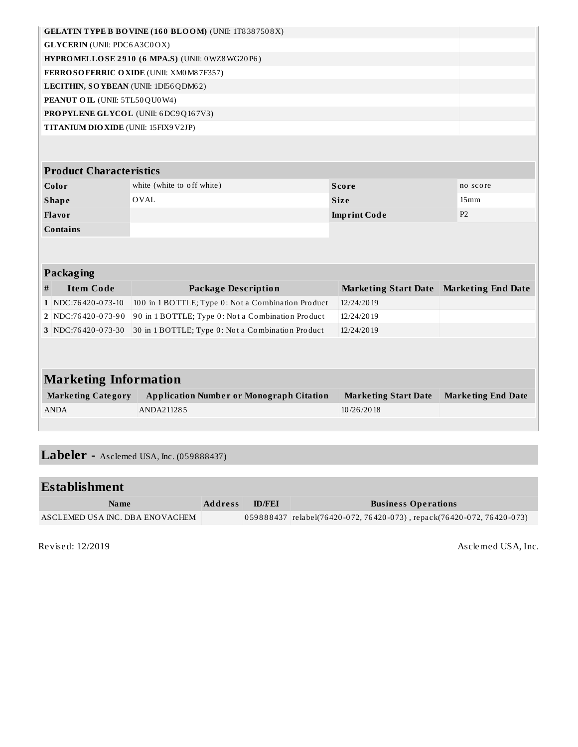| | |
|---|---|
| **GELATIN TYPE B BOVINE (160 BLOOM)** (UNII: 1T8387508X) | |
| **GLYCERIN** (UNII: PDC6A3C0OX) | |
| **HYPROMELLOSE 2910 (6 MPA.S)** (UNII: 0WZ8WG20P6) | |
| **FERROSOFERRIC OXIDE** (UNII: XM0M87F357) | |
| **LECITHIN, SOYBEAN** (UNII: 1DI56QDM62) | |
| **PEANUT OIL** (UNII: 5TL50QU0W4) | |
| **PROPYLENE GLYCOL** (UNII: 6DC9Q167V3) | |
| **TITANIUM DIOXIDE** (UNII: 15FIX9V2JP) | |

## Product Characteristics

| | | | |
|---|---|---|---|
| **Color** | white (white to off white) | **Score** | no score |
| **Shape** | OVAL | **Size** | 15mm |
| **Flavor** | | **Imprint Code** | P2 |
| **Contains** | | | |

## Packaging

| # | Item Code | Package Description | Marketing Start Date | Marketing End Date |
|---|---|---|---|---|
| 1 | NDC:76420-073-10 | 100 in 1 BOTTLE; Type 0: Not a Combination Product | 12/24/2019 | |
| 2 | NDC:76420-073-90 | 90 in 1 BOTTLE; Type 0: Not a Combination Product | 12/24/2019 | |
| 3 | NDC:76420-073-30 | 30 in 1 BOTTLE; Type 0: Not a Combination Product | 12/24/2019 | |

## Marketing Information

| Marketing Category | Application Number or Monograph Citation | Marketing Start Date | Marketing End Date |
|---|---|---|---|
| ANDA | ANDA211285 | 10/26/2018 | |

## Labeler - Asclemed USA, Inc. (059888437)

## Establishment

| Name | Address | ID/FEI | Business Operations |
|---|---|---|---|
| ASCLEMED USA INC. DBA ENOVACHEM | | 059888437 | relabel(76420-072, 76420-073) , repack(76420-072, 76420-073) |

Revised: 12/2019

Asclemed USA, Inc.